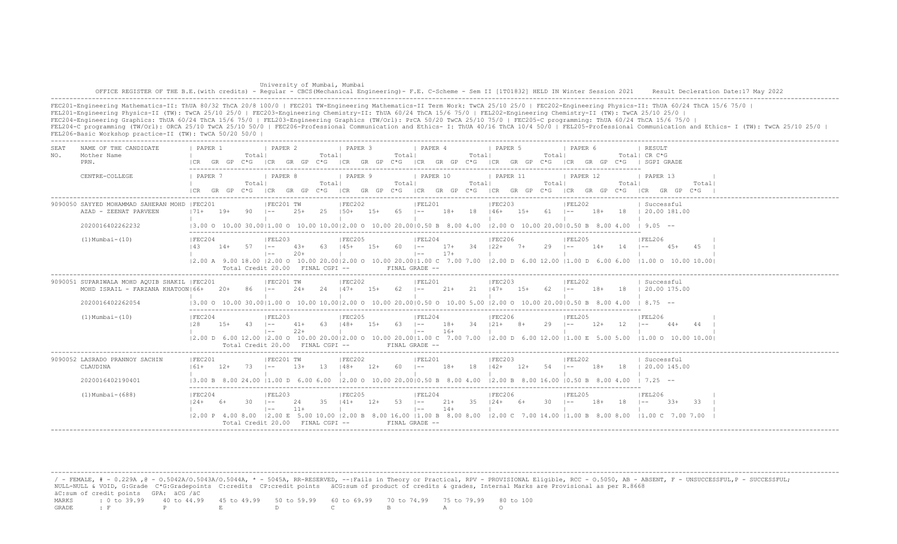University of Mumbai, Mumbai

OFFICE REGISTER OF THE B.E.(with credits) - Regular - CBCS(Mechanical Engineering)- F.E. C-Scheme - Sem II [1T01832] HELD IN Winter Session 2021 Result Decleration Date:17 May 2022

FEC201-Engineering Mathematics-II: ThUA 80/32 ThCA 20/8 100/0 | FEC201 TW-Engineering Mathematics-II Term Work: TwCA 25/10 25/0 | FEC202-Engineering Physics-II: ThUA 60/24 ThCA 15/6 75/0 |
FEL201-Engineering Physics-II (TW): TwCA 25/10 25/0 | FEC203-Engineering Chemistry-II: ThUA 60/24 ThCA 15/6 75/0 | FEL202-Engineering Chemistry-II (TW): TwCA 25/10 25/0 |
FEC204-Engineering Graphics: ThUA 60/24 ThCA 15/6 75/0 | FEL203-Engineering Graphics (TW/Orl): PrCA 50/20 TwCA 25/10 75/0 | FEC205-C programming: ThUA 60/24 ThCA 15/6 75/0 |
FEL204-C programming (TW/Orl): ORCA 25/10 TwCA 25/10 50/0 | FEC206-Professional Communication and Ethics- I: ThUA 40/16 ThCA 10/4 50/0 | FEL205-Professional Communication and Ethics- I (TW): TwCA 25/10 25/0 |
FEL206-Basic Workshop practice-II (TW): TwCA 50/20 50/0 |

| SEAT NO. | NAME OF THE CANDIDATE / Mother Name / PRN. / CENTRE-COLLEGE | PAPER 1 / PAPER 7 | PAPER 2 / PAPER 8 | PAPER 3 / PAPER 9 | PAPER 4 / PAPER 10 | PAPER 5 / PAPER 11 | PAPER 6 / PAPER 12 | RESULT / PAPER 13 |
|---|---|---|---|---|---|---|---|---|
| | | Total / CR GR GP C*G | Total / CR GR GP C*G | Total / CR GR GP C*G | Total / CR GR GP C*G | Total / CR GR GP C*G | Total / CR GR GP C*G | CR C*G / SGPI GRADE |
| 9090050 | SAYYED MOHAMMAD SAHERAN MOHD AZAD - ZEENAT PARVEEN | FEC201: 71+ 19+ 90 | FEC201 TW: -- 25+ 25 | FEC202: 50+ 15+ 65 | FEL201: -- 18+ 18 | FEC203: 46+ 15+ 61 | FEL202: -- 18+ 18 | Successful 20.00 181.00 |
| | 2020016402262232 | 3.00 O 10.00 30.00 | 1.00 O 10.00 10.00 | 2.00 O 10.00 20.00 | 0.50 B 8.00 4.00 | 2.00 O 10.00 20.00 | 0.50 B 8.00 4.00 | 9.05 -- |
| | (1)Mumbai-(10) | FEC204: 43 14+ 57 | FEL203: -- 43+ 63 / -- 20+ | FEC205: 45+ 15+ 60 | FEL204: -- 17+ 34 / -- 17+ | FEC206: 22+ 7+ 29 | FEL205: -- 14+ 14 | FEL206: -- 45+ 45 |
| | | 2.00 A 9.00 18.00 | 2.00 O 10.00 20.00 | 2.00 O 10.00 20.00 | 1.00 C 7.00 7.00 | 2.00 D 6.00 12.00 | 1.00 D 6.00 6.00 | 1.00 O 10.00 10.00 |
| | | Total Credit 20.00 FINAL CGPI -- | | FINAL GRADE -- | | | | |
| 9090051 | SUPARIWALA MOHD AQUIB SHAKIL MOHD ISRAIL - FARZANA KHATOON | FEC201: 66+ 20+ 86 | FEC201 TW: -- 24+ 24 | FEC202: 47+ 15+ 62 | FEL201: -- 21+ 21 | FEC203: 47+ 15+ 62 | FEL202: -- 18+ 18 | Successful 20.00 175.00 |
| | 2020016402262054 | 3.00 O 10.00 30.00 | 1.00 O 10.00 10.00 | 2.00 O 10.00 20.00 | 0.50 O 10.00 5.00 | 2.00 O 10.00 20.00 | 0.50 B 8.00 4.00 | 8.75 -- |
| | (1)Mumbai-(10) | FEC204: 28 15+ 43 | FEL203: -- 41+ 63 / -- 22+ | FEC205: 48+ 15+ 63 | FEL204: -- 18+ 34 / -- 16+ | FEC206: 21+ 8+ 29 | FEL205: -- 12+ 12 | FEL206: -- 44+ 44 |
| | | 2.00 D 6.00 12.00 | 2.00 O 10.00 20.00 | 2.00 O 10.00 20.00 | 1.00 C 7.00 7.00 | 2.00 D 6.00 12.00 | 1.00 E 5.00 5.00 | 1.00 O 10.00 10.00 |
| | | Total Credit 20.00 FINAL CGPI -- | | FINAL GRADE -- | | | | |
| 9090052 | LASRADO PRANNOY SACHIN CLAUDINA | FEC201: 61+ 12+ 73 | FEC201 TW: -- 13+ 13 | FEC202: 48+ 12+ 60 | FEL201: -- 18+ 18 | FEC203: 42+ 12+ 54 | FEL202: -- 18+ 18 | Successful 20.00 145.00 |
| | 2020016402190401 | 3.00 B 8.00 24.00 | 1.00 D 6.00 6.00 | 2.00 O 10.00 20.00 | 0.50 B 8.00 4.00 | 2.00 B 8.00 16.00 | 0.50 B 8.00 4.00 | 7.25 -- |
| | (1)Mumbai-(688) | FEC204: 24+ 6+ 30 | FEL203: -- 24 35 / -- 11+ | FEC205: 41+ 12+ 53 | FEL204: -- 21+ 35 / -- 14+ | FEC206: 24+ 6+ 30 | FEL205: -- 18+ 18 | FEL206: -- 33+ 33 |
| | | 2.00 P 4.00 8.00 | 2.00 E 5.00 10.00 | 2.00 B 8.00 16.00 | 1.00 B 8.00 8.00 | 2.00 C 7.00 14.00 | 1.00 B 8.00 8.00 | 1.00 C 7.00 7.00 |
| | | Total Credit 20.00 FINAL CGPI -- | | FINAL GRADE -- | | | | |

/ - FEMALE, # - 0.229A ,@ - O.5042A/O.5043A/O.5044A, * - 5045A, RR-RESERVED, --:Fails in Theory or Practical, RPV - PROVISIONAL Eligible, RCC - O.5050, AB - ABSENT, F - UNSUCCESSFUL,P - SUCCESSFUL;
NULL-NULL & VOID, G:Grade C*G:Gradepoints C:credits CP:credit points äCG:sum of product of credits & grades, Internal Marks are Provisional as per R.8668
äC:sum of credit points GPA: äCG /äC

| MARKS | : 0 to 39.99 | 40 to 44.99 | 45 to 49.99 | 50 to 59.99 | 60 to 69.99 | 70 to 74.99 | 75 to 79.99 | 80 to 100 |
|---|---|---|---|---|---|---|---|---|
| GRADE | : F | P | E | D | C | B | A | O |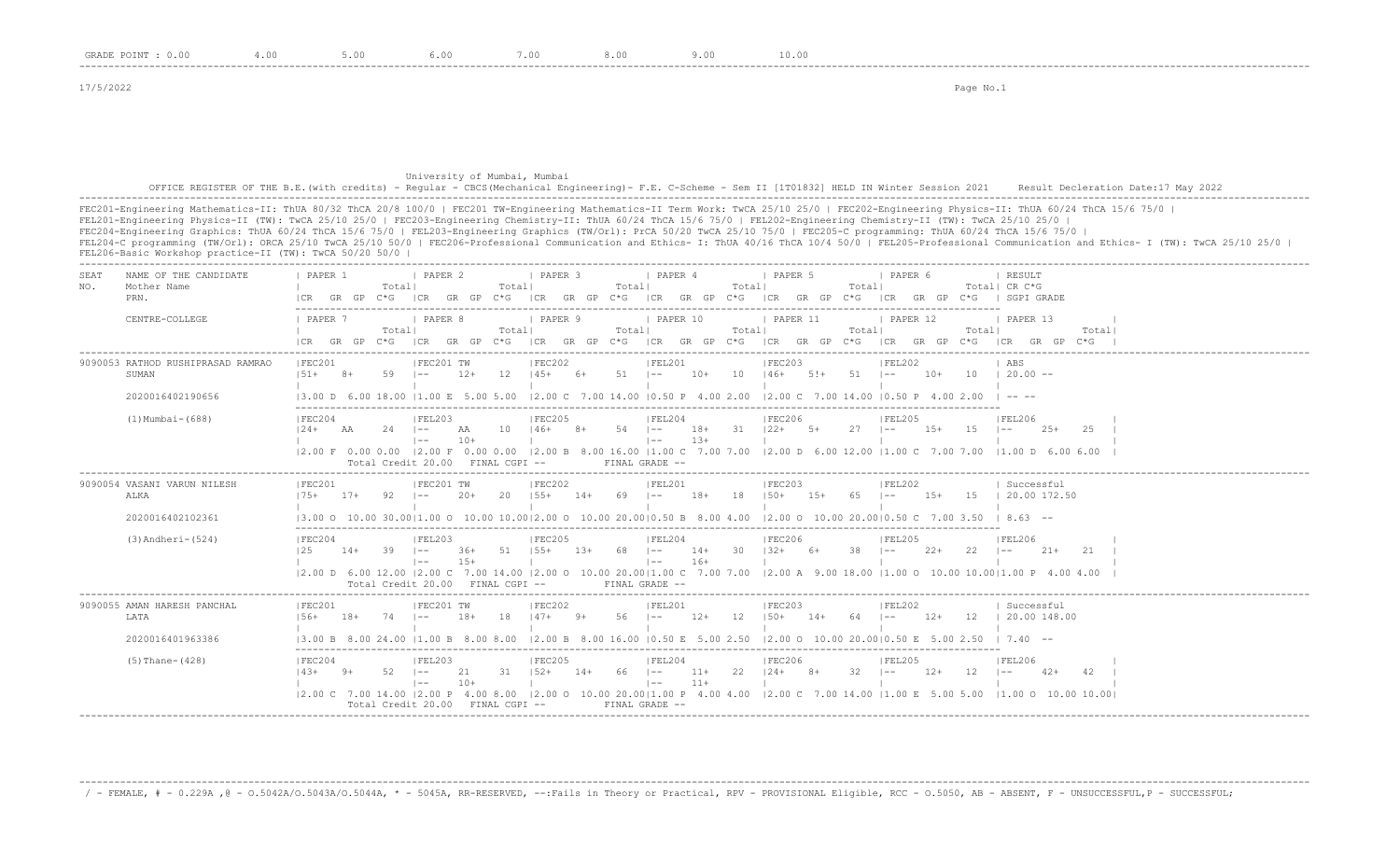GRADE POINT : 0.00 4.00 5.00 6.00 7.00 8.00 9.00 10.00

17/5/2022

University of Mumbai, Mumbai

OFFICE REGISTER OF THE B.E.(with credits) - Regular - CBCS(Mechanical Engineering)- F.E. C-Scheme - Sem II [1T01832] HELD IN Winter Session 2021 Result Decleration Date:17 May 2022

FEC201-Engineering Mathematics-II: ThUA 80/32 ThCA 20/8 100/0 | FEC201 TW-Engineering Mathematics-II Term Work: TwCA 25/10 25/0 | FEC202-Engineering Physics-II: ThUA 60/24 ThCA 15/6 75/0 |
FEL201-Engineering Physics-II (TW): TwCA 25/10 25/0 | FEC203-Engineering Chemistry-II: ThUA 60/24 ThCA 15/6 75/0 | FEL202-Engineering Chemistry-II (TW): TwCA 25/10 25/0 |
FEC204-Engineering Graphics: ThUA 60/24 ThCA 15/6 75/0 | FEL203-Engineering Graphics (TW/Orl): PrCA 50/20 TwCA 25/10 75/0 | FEC205-C programming: ThUA 60/24 ThCA 15/6 75/0 |
FEL204-C programming (TW/Orl): ORCA 25/10 TwCA 25/10 50/0 | FEC206-Professional Communication and Ethics- I: ThUA 40/16 ThCA 10/4 50/0 | FEL205-Professional Communication and Ethics- I (TW): TwCA 25/10 25/0 |
FEL206-Basic Workshop practice-II (TW): TwCA 50/20 50/0 |

| SEAT NO. | NAME OF THE CANDIDATE / Mother Name / PRN / CENTRE-COLLEGE | PAPER 1 | PAPER 2 | PAPER 3 | PAPER 4 | PAPER 5 | PAPER 6 | PAPER 7 | RESULT / CR C*G / SGPI GRADE |
|---|---|---|---|---|---|---|---|---|---|
| | | PAPER 7 | PAPER 8 | PAPER 9 | PAPER 10 | PAPER 11 | PAPER 12 | PAPER 13 | |
| 9090053 | RATHOD RUSHIPRASAD RAMRAO | FEC201 51+ 8+ 59 | FEC201 TW -- 12+ 12 | FEC202 45+ 6+ 51 | FEL201 -- 10+ 10 | FEC203 46+ 5!+ 51 | FEL202 -- 10+ 10 | | ABS |
| | SUMAN | | | | | | | | 20.00 -- |
| | 2020016402190656 | 3.00 D 6.00 18.00 | 1.00 E 5.00 5.00 | 2.00 C 7.00 14.00 | 0.50 P 4.00 2.00 | 2.00 C 7.00 14.00 | 0.50 P 4.00 2.00 | | -- -- |
| | (1)Mumbai-(688) | FEC204 24+ AA 24 | FEL203 -- AA 10 / -- 10+ | FEC205 46+ 8+ 54 | FEL204 -- 18+ 31 / -- 13+ | FEC206 22+ 5+ 27 | FEL205 -- 15+ 15 | FEL206 -- 25+ 25 | |
| | | 2.00 F 0.00 0.00 | 2.00 F 0.00 0.00 | 2.00 B 8.00 16.00 | 1.00 C 7.00 7.00 | 2.00 D 6.00 12.00 | 1.00 C 7.00 7.00 | 1.00 D 6.00 6.00 | |
| | | Total Credit 20.00 | FINAL CGPI -- | | FINAL GRADE -- | | | | |
| 9090054 | VASANI VARUN NILESH | FEC201 75+ 17+ 92 | FEC201 TW -- 20+ 20 | FEC202 55+ 14+ 69 | FEL201 -- 18+ 18 | FEC203 50+ 15+ 65 | FEL202 -- 15+ 15 | | Successful |
| | ALKA | | | | | | | | 20.00 172.50 |
| | 2020016402102361 | 3.00 O 10.00 30.00 | 1.00 O 10.00 10.00 | 2.00 O 10.00 20.00 | 0.50 B 8.00 4.00 | 2.00 O 10.00 20.00 | 0.50 C 7.00 3.50 | | 8.63 -- |
| | (3)Andheri-(524) | FEC204 25 14+ 39 | FEL203 -- 36+ 51 / -- 15+ | FEC205 55+ 13+ 68 | FEL204 -- 14+ 30 / -- 16+ | FEC206 32+ 6+ 38 | FEL205 -- 22+ 22 | FEL206 -- 21+ 21 | |
| | | 2.00 D 6.00 12.00 | 2.00 C 7.00 14.00 | 2.00 O 10.00 20.00 | 1.00 C 7.00 7.00 | 2.00 A 9.00 18.00 | 1.00 O 10.00 10.00 | 1.00 P 4.00 4.00 | |
| | | Total Credit 20.00 | FINAL CGPI -- | | FINAL GRADE -- | | | | |
| 9090055 | AMAN HARESH PANCHAL | FEC201 56+ 18+ 74 | FEC201 TW -- 18+ 18 | FEC202 47+ 9+ 56 | FEL201 -- 12+ 12 | FEC203 50+ 14+ 64 | FEL202 -- 12+ 12 | | Successful |
| | LATA | | | | | | | | 20.00 148.00 |
| | 2020016401963386 | 3.00 B 8.00 24.00 | 1.00 B 8.00 8.00 | 2.00 B 8.00 16.00 | 0.50 E 5.00 2.50 | 2.00 O 10.00 20.00 | 0.50 E 5.00 2.50 | | 7.40 -- |
| | (5)Thane-(428) | FEC204 43+ 9+ 52 | FEL203 -- 21 31 / -- 10+ | FEC205 52+ 14+ 66 | FEL204 -- 11+ 22 / -- 11+ | FEC206 24+ 8+ 32 | FEL205 -- 12+ 12 | FEL206 -- 42+ 42 | |
| | | 2.00 C 7.00 14.00 | 2.00 P 4.00 8.00 | 2.00 O 10.00 20.00 | 1.00 P 4.00 4.00 | 2.00 C 7.00 14.00 | 1.00 E 5.00 5.00 | 1.00 O 10.00 10.00 | |
| | | Total Credit 20.00 | FINAL CGPI -- | | FINAL GRADE -- | | | | |

/ - FEMALE, # - 0.229A ,@ - O.5042A/O.5043A/O.5044A, * - 5045A, RR-RESERVED, --:Fails in Theory or Practical, RPV - PROVISIONAL Eligible, RCC - O.5050, AB - ABSENT, F - UNSUCCESSFUL,P - SUCCESSFUL;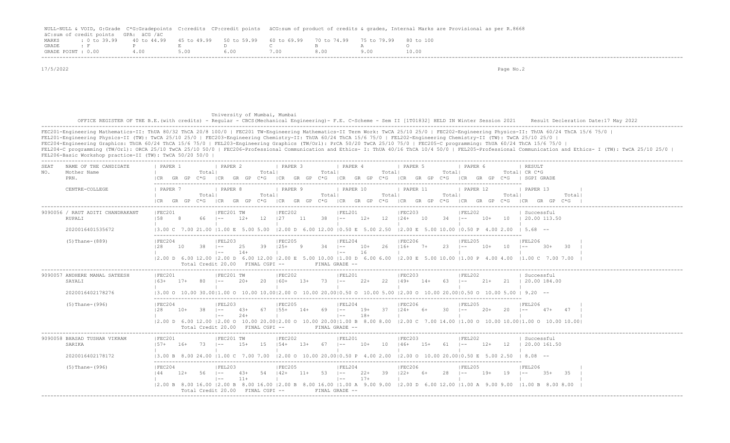NULL-NULL & VOID, G:Grade C*G:Gradepoints C:credits CP:credit points äCG:sum of product of credits & grades, Internal Marks are Provisional as per R.8668
äC:sum of credit points GPA: äCG /äC

| MARKS | : 0 to 39.99 | 40 to 44.99 | 45 to 49.99 | 50 to 59.99 | 60 to 69.99 | 70 to 74.99 | 75 to 79.99 | 80 to 100 |
|---|---|---|---|---|---|---|---|---|
| GRADE | : F | P | E | D | C | B | A | O |
| GRADE POINT | : 0.00 | 4.00 | 5.00 | 6.00 | 7.00 | 8.00 | 9.00 | 10.00 |

17/5/2022

University of Mumbai, Mumbai

OFFICE REGISTER OF THE B.E.(with credits) - Regular - CBCS(Mechanical Engineering)- F.E. C-Scheme - Sem II [1T01832] HELD IN Winter Session 2021 Result Decleration Date:17 May 2022

FEC201-Engineering Mathematics-II: ThUA 80/32 ThCA 20/8 100/0 | FEC201 TW-Engineering Mathematics-II Term Work: TwCA 25/10 25/0 | FEC202-Engineering Physics-II: ThUA 60/24 ThCA 15/6 75/0 |
FEL201-Engineering Physics-II (TW): TwCA 25/10 25/0 | FEC203-Engineering Chemistry-II: ThUA 60/24 ThCA 15/6 75/0 | FEL202-Engineering Chemistry-II (TW): TwCA 25/10 25/0 |
FEC204-Engineering Graphics: ThUA 60/24 ThCA 15/6 75/0 | FEL203-Engineering Graphics (TW/Orl): PrCA 50/20 TwCA 25/10 75/0 | FEC205-C programming: ThUA 60/24 ThCA 15/6 75/0 |
FEL204-C programming (TW/Orl): ORCA 25/10 TwCA 25/10 50/0 | FEC206-Professional Communication and Ethics- I: ThUA 40/16 ThCA 10/4 50/0 | FEL205-Professional Communication and Ethics- I (TW): TwCA 25/10 25/0 |
FEL206-Basic Workshop practice-II (TW): TwCA 50/20 50/0 |

| SEAT NO. | NAME OF THE CANDIDATE / Mother Name / PRN. / CENTRE-COLLEGE | PAPER 1 / PAPER 7 | PAPER 2 / PAPER 8 | PAPER 3 / PAPER 9 | PAPER 4 / PAPER 10 | PAPER 5 / PAPER 11 | PAPER 6 / PAPER 12 | RESULT (CR C*G, SGPI GRADE) / PAPER 13 |
|---|---|---|---|---|---|---|---|---|
| 9090056 | / RAUT ADITI CHANDRAKANT | FEC201 | FEC201 TW | FEC202 | FEL201 | FEC203 | FEL202 | Successful |
| | RUPALI | 58 8 66 | -- 12+ 12 | 27 11 38 | -- 12+ 12 | 24+ 10 34 | -- 10+ 10 | 20.00 113.50 |
| | 2020016401535672 | 3.00 C 7.00 21.00 | 1.00 E 5.00 5.00 | 2.00 D 6.00 12.00 | 0.50 E 5.00 2.50 | 2.00 E 5.00 10.00 | 0.50 P 4.00 2.00 | 5.68 -- |
| | (5)Thane-(889) | FEC204 | FEL203 | FEC205 | FEL204 | FEC206 | FEL205 | FEL206 |
| | | 28 10 38 | -- 25 39 / -- 14+ | 25+ 9 34 | -- 10+ 26 / -- 16 | 16+ 7+ 23 | -- 10+ 10 | -- 30+ 30 |
| | | 2.00 D 6.00 12.00 | 2.00 D 6.00 12.00 | 2.00 E 5.00 10.00 | 1.00 D 6.00 6.00 | 2.00 E 5.00 10.00 | 1.00 P 4.00 4.00 | 1.00 C 7.00 7.00 |
| | | Total Credit 20.00 | FINAL CGPI -- | | FINAL GRADE -- | | | |
| 9090057 | ANDHERE MANAL SATEESH | FEC201 | FEC201 TW | FEC202 | FEL201 | FEC203 | FEL202 | Successful |
| | SAYALI | 63+ 17+ 80 | -- 20+ 20 | 60+ 13+ 73 | -- 22+ 22 | 49+ 14+ 63 | -- 21+ 21 | 20.00 184.00 |
| | 2020016402178276 | 3.00 O 10.00 30.00 | 1.00 O 10.00 10.00 | 2.00 O 10.00 20.00 | 0.50 O 10.00 5.00 | 2.00 O 10.00 20.00 | 0.50 O 10.00 5.00 | 9.20 -- |
| | (5)Thane-(996) | FEC204 | FEL203 | FEC205 | FEL204 | FEC206 | FEL205 | FEL206 |
| | | 28 10+ 38 | -- 43+ 67 / -- 24+ | 55+ 14+ 69 | -- 19+ 37 / -- 18+ | 24+ 6+ 30 | -- 20+ 20 | -- 47+ 47 |
| | | 2.00 D 6.00 12.00 | 2.00 O 10.00 20.00 | 2.00 O 10.00 20.00 | 1.00 B 8.00 8.00 | 2.00 C 7.00 14.00 | 1.00 O 10.00 10.00 | 1.00 O 10.00 10.00 |
| | | Total Credit 20.00 | FINAL CGPI -- | | FINAL GRADE -- | | | |
| 9090058 | BHASAD TUSHAR VIKRAM | FEC201 | FEC201 TW | FEC202 | FEL201 | FEC203 | FEL202 | Successful |
| | SARIKA | 57+ 16+ 73 | -- 15+ 15 | 54+ 13+ 67 | -- 10+ 10 | 46+ 15+ 61 | -- 12+ 12 | 20.00 161.50 |
| | 2020016402178172 | 3.00 B 8.00 24.00 | 1.00 C 7.00 7.00 | 2.00 O 10.00 20.00 | 0.50 P 4.00 2.00 | 2.00 O 10.00 20.00 | 0.50 E 5.00 2.50 | 8.08 -- |
| | (5)Thane-(996) | FEC204 | FEL203 | FEC205 | FEL204 | FEC206 | FEL205 | FEL206 |
| | | 44 12+ 56 | -- 43+ 54 / -- 11+ | 42+ 11+ 53 | -- 22+ 39 / -- 17+ | 22+ 6+ 28 | -- 19+ 19 | -- 35+ 35 |
| | | 2.00 B 8.00 16.00 | 2.00 B 8.00 16.00 | 2.00 B 8.00 16.00 | 1.00 A 9.00 9.00 | 2.00 D 6.00 12.00 | 1.00 A 9.00 9.00 | 1.00 B 8.00 8.00 |
| | | Total Credit 20.00 | FINAL CGPI -- | | FINAL GRADE -- | | | |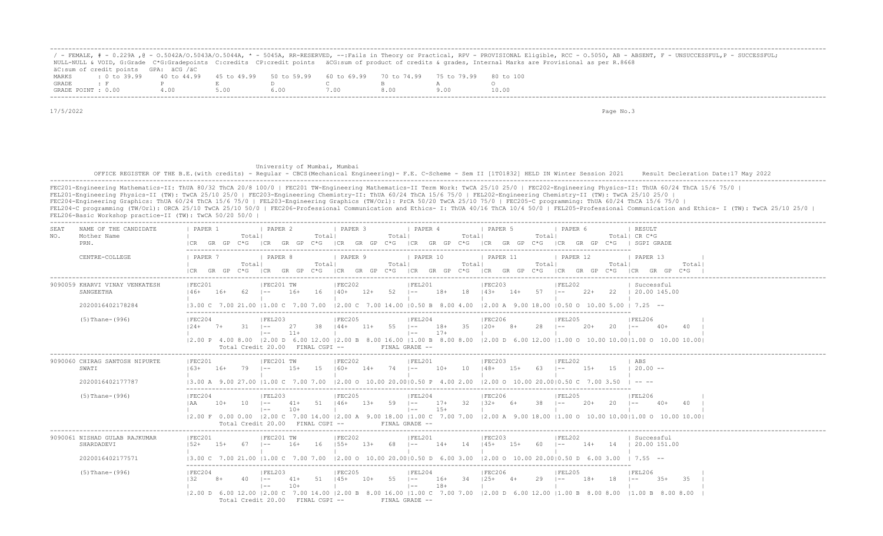/ - FEMALE, # - 0.229A ,@ - O.5042A/O.5043A/O.5044A, * - 5045A, RR-RESERVED, --:Fails in Theory or Practical, RPV - PROVISIONAL Eligible, RCC - O.5050, AB - ABSENT, F - UNSUCCESSFUL,P - SUCCESSFUL;
NULL-NULL & VOID, G:Grade C*G:Gradepoints C:credits CP:credit points äCG:sum of product of credits & grades, Internal Marks are Provisional as per R.8668
äC:sum of credit points GPA: äCG /äC

| MARKS | : 0 to 39.99 | 40 to 44.99 | 45 to 49.99 | 50 to 59.99 | 60 to 69.99 | 70 to 74.99 | 75 to 79.99 | 80 to 100 |
|---|---|---|---|---|---|---|---|---|
| GRADE | : F | P | E | D | C | B | A | O |
| GRADE POINT | : 0.00 | 4.00 | 5.00 | 6.00 | 7.00 | 8.00 | 9.00 | 10.00 |

17/5/2022

University of Mumbai, Mumbai

OFFICE REGISTER OF THE B.E.(with credits) - Regular - CBCS(Mechanical Engineering)- F.E. C-Scheme - Sem II [1T01832] HELD IN Winter Session 2021 Result Decleration Date:17 May 2022

FEC201-Engineering Mathematics-II: ThUA 80/32 ThCA 20/8 100/0 | FEC201 TW-Engineering Mathematics-II Term Work: TwCA 25/10 25/0 | FEC202-Engineering Physics-II: ThUA 60/24 ThCA 15/6 75/0 |
FEL201-Engineering Physics-II (TW): TwCA 25/10 25/0 | FEC203-Engineering Chemistry-II: ThUA 60/24 ThCA 15/6 75/0 | FEL202-Engineering Chemistry-II (TW): TwCA 25/10 25/0 |
FEC204-Engineering Graphics: ThUA 60/24 ThCA 15/6 75/0 | FEL203-Engineering Graphics (TW/Orl): PrCA 50/20 TwCA 25/10 75/0 | FEC205-C programming: ThUA 60/24 ThCA 15/6 75/0 |
FEL204-C programming (TW/Orl): ORCA 25/10 TwCA 25/10 50/0 | FEC206-Professional Communication and Ethics- I: ThUA 40/16 ThCA 10/4 50/0 | FEL205-Professional Communication and Ethics- I (TW): TwCA 25/10 25/0 |
FEL206-Basic Workshop practice-II (TW): TwCA 50/20 50/0 |

| SEAT NO. | NAME OF THE CANDIDATE / Mother Name / PRN. / CENTRE-COLLEGE | PAPER 1 / PAPER 7 | PAPER 2 / PAPER 8 | PAPER 3 / PAPER 9 | PAPER 4 / PAPER 10 | PAPER 5 / PAPER 11 | PAPER 6 / PAPER 12 | RESULT CR C*G SGPI GRADE / PAPER 13 |
|---|---|---|---|---|---|---|---|---|
| 9090059 | KHARVI VINAY VENKATESH | FEC201 | FEC201 TW | FEC202 | FEL201 | FEC203 | FEL202 | Successful |
| | SANGEETHA | 46+ 16+ 62 | -- 16+ 16 | 40+ 12+ 52 | -- 18+ 18 | 43+ 14+ 57 | -- 22+ 22 | 20.00 145.00 |
| | 2020016402178284 | 3.00 C 7.00 21.00 | 1.00 C 7.00 7.00 | 2.00 C 7.00 14.00 | 0.50 B 8.00 4.00 | 2.00 A 9.00 18.00 | 0.50 O 10.00 5.00 | 7.25 -- |
| | (5)Thane-(996) | FEC204 | FEL203 | FEC205 | FEL204 | FEC206 | FEL205 | FEL206 |
| | | 24+ 7+ 31 | -- 27 38 | 44+ 11+ 55 | -- 18+ 35 | 20+ 8+ 28 | -- 20+ 20 | -- 40+ 40 |
| | | | -- 11+ | | -- 17+ | | | |
| | | 2.00 P 4.00 8.00 | 2.00 D 6.00 12.00 | 2.00 B 8.00 16.00 | 1.00 B 8.00 8.00 | 2.00 D 6.00 12.00 | 1.00 O 10.00 10.00 | 1.00 O 10.00 10.00 |
| | | Total Credit 20.00 | FINAL CGPI -- | | FINAL GRADE -- | | | |
| 9090060 | CHIRAG SANTOSH NIPURTE | FEC201 | FEC201 TW | FEC202 | FEL201 | FEC203 | FEL202 | ABS |
| | SWATI | 63+ 16+ 79 | -- 15+ 15 | 60+ 14+ 74 | -- 10+ 10 | 48+ 15+ 63 | -- 15+ 15 | 20.00 -- |
| | 2020016402177787 | 3.00 A 9.00 27.00 | 1.00 C 7.00 7.00 | 2.00 O 10.00 20.00 | 0.50 P 4.00 2.00 | 2.00 O 10.00 20.00 | 0.50 C 7.00 3.50 | -- -- |
| | (5)Thane-(996) | FEC204 | FEL203 | FEC205 | FEL204 | FEC206 | FEL205 | FEL206 |
| | | AA 10+ 10 | -- 41+ 51 | 46+ 13+ 59 | -- 17+ 32 | 32+ 6+ 38 | -- 20+ 20 | -- 40+ 40 |
| | | | -- 10+ | | -- 15+ | | | |
| | | 2.00 F 0.00 0.00 | 2.00 C 7.00 14.00 | 2.00 A 9.00 18.00 | 1.00 C 7.00 7.00 | 2.00 A 9.00 18.00 | 1.00 O 10.00 10.00 | 1.00 O 10.00 10.00 |
| | | Total Credit 20.00 | FINAL CGPI -- | | FINAL GRADE -- | | | |
| 9090061 | NISHAD GULAB RAJKUMAR | FEC201 | FEC201 TW | FEC202 | FEL201 | FEC203 | FEL202 | Successful |
| | SHARDADEVI | 52+ 15+ 67 | -- 16+ 16 | 55+ 13+ 68 | -- 14+ 14 | 45+ 15+ 60 | -- 14+ 14 | 20.00 151.00 |
| | 2020016402177571 | 3.00 C 7.00 21.00 | 1.00 C 7.00 7.00 | 2.00 O 10.00 20.00 | 0.50 D 6.00 3.00 | 2.00 O 10.00 20.00 | 0.50 D 6.00 3.00 | 7.55 -- |
| | (5)Thane-(996) | FEC204 | FEL203 | FEC205 | FEL204 | FEC206 | FEL205 | FEL206 |
| | | 32 8+ 40 | -- 41+ 51 | 45+ 10+ 55 | -- 16+ 34 | 25+ 4+ 29 | -- 18+ 18 | -- 35+ 35 |
| | | | -- 10+ | | -- 18+ | | | |
| | | 2.00 D 6.00 12.00 | 2.00 C 7.00 14.00 | 2.00 B 8.00 16.00 | 1.00 C 7.00 7.00 | 2.00 D 6.00 12.00 | 1.00 B 8.00 8.00 | 1.00 B 8.00 8.00 |
| | | Total Credit 20.00 | FINAL CGPI -- | | FINAL GRADE -- | | | |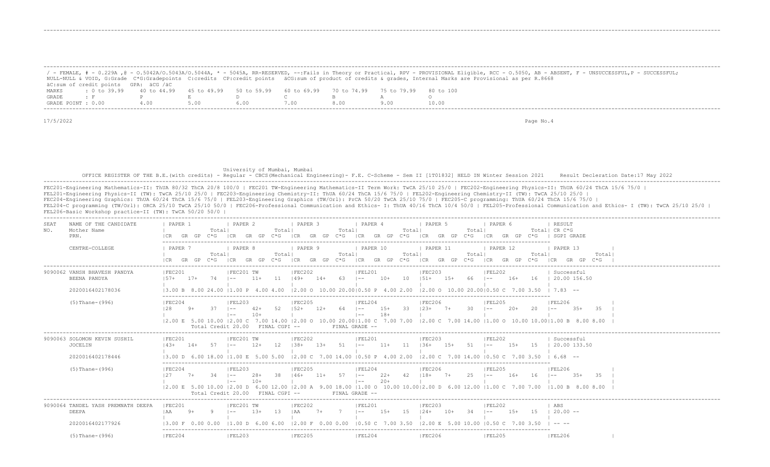/ - FEMALE, # - 0.229A ,@ - O.5042A/O.5043A/O.5044A, * - 5045A, RR-RESERVED, --:Fails in Theory or Practical, RPV - PROVISIONAL Eligible, RCC - O.5050, AB - ABSENT, F - UNSUCCESSFUL,P - SUCCESSFUL;
NULL-NULL & VOID, G:Grade C*G:Gradepoints C:credits CP:credit points äCG:sum of product of credits & grades, Internal Marks are Provisional as per R.8668
äC:sum of credit points GPA: äCG /äC

| MARKS | : 0 to 39.99 | 40 to 44.99 | 45 to 49.99 | 50 to 59.99 | 60 to 69.99 | 70 to 74.99 | 75 to 79.99 | 80 to 100 |
|---|---|---|---|---|---|---|---|---|
| GRADE | : F | P | E | D | C | B | A | O |
| GRADE POINT | : 0.00 | 4.00 | 5.00 | 6.00 | 7.00 | 8.00 | 9.00 | 10.00 |

17/5/2022

University of Mumbai, Mumbai

OFFICE REGISTER OF THE B.E.(with credits) - Regular - CBCS(Mechanical Engineering)- F.E. C-Scheme - Sem II [1T01832] HELD IN Winter Session 2021 Result Decleration Date:17 May 2022

FEC201-Engineering Mathematics-II: ThUA 80/32 ThCA 20/8 100/0 | FEC201 TW-Engineering Mathematics-II Term Work: TwCA 25/10 25/0 | FEC202-Engineering Physics-II: ThUA 60/24 ThCA 15/6 75/0 |
FEL201-Engineering Physics-II (TW): TwCA 25/10 25/0 | FEC203-Engineering Chemistry-II: ThUA 60/24 ThCA 15/6 75/0 | FEL202-Engineering Chemistry-II (TW): TwCA 25/10 25/0 |
FEC204-Engineering Graphics: ThUA 60/24 ThCA 15/6 75/0 | FEL203-Engineering Graphics (TW/Orl): PrCA 50/20 TwCA 25/10 75/0 | FEC205-C programming: ThUA 60/24 ThCA 15/6 75/0 |
FEL204-C programming (TW/Orl): ORCA 25/10 TwCA 25/10 50/0 | FEC206-Professional Communication and Ethics- I: ThUA 40/16 ThCA 10/4 50/0 | FEL205-Professional Communication and Ethics- I (TW): TwCA 25/10 25/0 |
FEL206-Basic Workshop practice-II (TW): TwCA 50/20 50/0 |

```
SEAT  NAME OF THE CANDIDATE       | PAPER 1            | PAPER 2            | PAPER 3            | PAPER 4            | PAPER 5            | PAPER 6            | RESULT
NO.   Mother Name                 |              Total |              Total |              Total |              Total |              Total |              Total | CR C*G
      PRN.                        |CR   GR  GP  C*G    |CR   GR  GP  C*G    |CR   GR  GP  C*G    |CR   GR  GP  C*G    |CR   GR  GP  C*G    |CR   GR  GP  C*G    | SGPI GRADE

      CENTRE-COLLEGE              | PAPER 7            | PAPER 8            | PAPER 9            | PAPER 10           | PAPER 11           | PAPER 12           | PAPER 13
                                  |              Total |              Total |              Total |              Total |              Total |              Total |              Total|
                                  |CR   GR  GP  C*G    |CR   GR  GP  C*G    |CR   GR  GP  C*G    |CR   GR  GP  C*G    |CR   GR  GP  C*G    |CR   GR  GP  C*G    |CR   GR  GP  C*G   |
-----------------------------------------------------------------------------------------------------------------------------------------------------------------------------------
9090062 VANSH BHAVESH PANDYA      |FEC201              |FEC201 TW           |FEC202              |FEL201              |FEC203              |FEL202              | Successful
        BEENA PANDYA              |57+   17+    74     |--     11+    11    |49+    14+    63    |--     10+    10    |51+    15+    66    |--     16+    16    | 20.00 156.50
                                  |                    |                    |                    |                    |                    |                    |
        2020016402178036          |3.00 B  8.00 24.00  |1.00 P  4.00 4.00   |2.00 O  10.00 20.00 |0.50 P  4.00 2.00   |2.00 O  10.00 20.00 |0.50 C  7.00 3.50   | 7.83 --

        (5)Thane-(996)            |FEC204              |FEL203              |FEC205              |FEL204              |FEC206              |FEL205              |FEL206
                                  |28     9+    37     |--     42+    52    |52+    12+    64    |--     15+    33    |23+    7+     30    |--     20+    20    |--     35+    35  |
                                  |                    |--     10+          |                    |--     18+          |                    |                    |                  |
                                  |2.00 E  5.00 10.00  |2.00 C  7.00 14.00  |2.00 O  10.00 20.00 |1.00 C  7.00 7.00   |2.00 C  7.00 14.00  |1.00 O  10.00 10.00 |1.00 B  8.00 8.00 |
                                   Total Credit 20.00   FINAL CGPI --          FINAL GRADE --
-----------------------------------------------------------------------------------------------------------------------------------------------------------------------------------
9090063 SOLOMON KEVIN SUSHIL      |FEC201              |FEC201 TW           |FEC202              |FEL201              |FEC203              |FEL202              | Successful
        JOCELIN                   |43+   14+    57     |--     12+    12    |38+    13+    51    |--     11+    11    |36+    15+    51    |--     15+    15    | 20.00 133.50
                                  |                    |                    |                    |                    |                    |                    |
        2020016402178446          |3.00 D  6.00 18.00  |1.00 E  5.00 5.00   |2.00 C  7.00 14.00  |0.50 P  4.00 2.00   |2.00 C  7.00 14.00  |0.50 C  7.00 3.50   | 6.68 --

        (5)Thane-(996)            |FEC204              |FEL203              |FEC205              |FEL204              |FEC206              |FEL205              |FEL206
                                  |27     7+    34     |--     28+    38    |46+    11+    57    |--     22+    42    |18+    7+     25    |--     16+    16    |--     35+    35  |
                                  |                    |--     10+          |                    |--     20+          |                    |                    |                  |
                                  |2.00 E  5.00 10.00  |2.00 D  6.00 12.00  |2.00 A  9.00 18.00  |1.00 O  10.00 10.00 |2.00 D  6.00 12.00  |1.00 C  7.00 7.00   |1.00 B  8.00 8.00 |
                                   Total Credit 20.00   FINAL CGPI --          FINAL GRADE --
-----------------------------------------------------------------------------------------------------------------------------------------------------------------------------------
9090064 TANDEL YASH PREMNATH DEEPA|FEC201              |FEC201 TW           |FEC202              |FEL201              |FEC203              |FEL202              | ABS
        DEEPA                     |AA    9+     9      |--     13+    13    |AA     7+     7     |--     15+    15    |24+    10+    34    |--     15+    15    | 20.00 --
                                  |                    |                    |                    |                    |                    |                    |
        2020016402177926          |3.00 F  0.00 0.00   |1.00 D  6.00 6.00   |2.00 F  0.00 0.00   |0.50 C  7.00 3.50   |2.00 E  5.00 10.00  |0.50 C  7.00 3.50   | -- --

        (5)Thane-(996)            |FEC204              |FEL203              |FEC205              |FEL204              |FEC206              |FEL205              |FEL206            |
```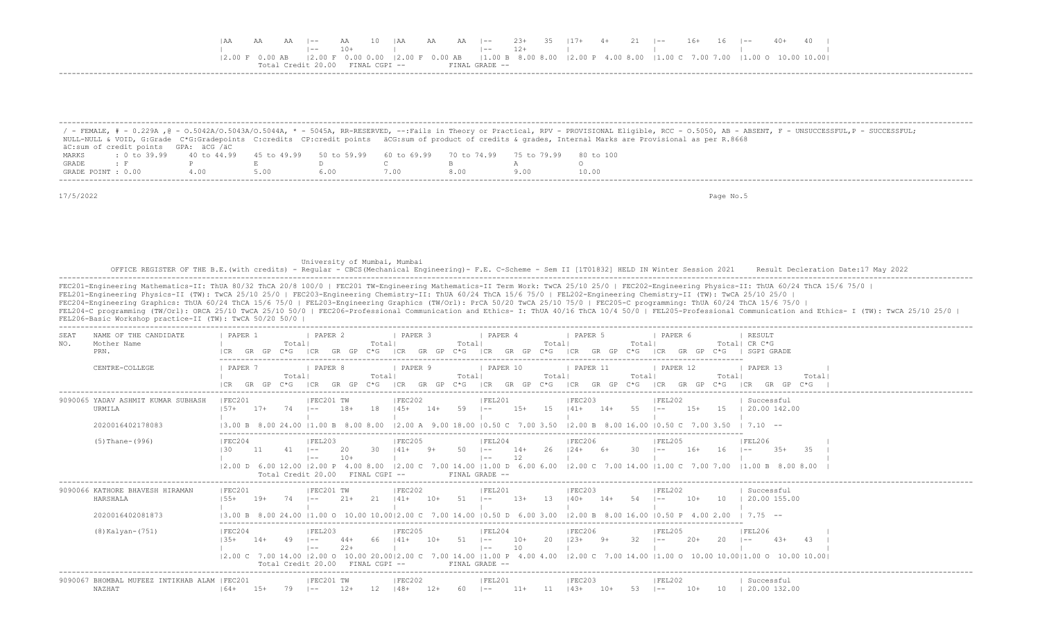| AA | AA | AA | -- | AA | 10 | AA | AA | AA | -- | 23+ | 35 | 17+ | 4+ | 21 | -- | 16+ | 16 | -- | 40+ | 40 |
|---|---|---|---|---|---|---|---|---|---|---|---|---|---|---|---|---|---|---|---|---|
| | | | -- | 10+ | | | | | -- | 12+ | | | | | | | | | | |
| 2.00 F | 0.00 AB | | 2.00 F | 0.00 0.00 | | 2.00 F | 0.00 AB | | 1.00 B | 8.00 8.00 | | 2.00 P | 4.00 8.00 | | 1.00 C | 7.00 7.00 | | 1.00 O | 10.00 10.00 | |

Total Credit 20.00 FINAL CGPI -- FINAL GRADE --

/ - FEMALE, # - 0.229A ,@ - O.5042A/O.5043A/O.5044A, * - 5045A, RR-RESERVED, --:Fails in Theory or Practical, RPV - PROVISIONAL Eligible, RCC - O.5050, AB - ABSENT, F - UNSUCCESSFUL,P - SUCCESSFUL; NULL-NULL & VOID, G:Grade C*G:Gradepoints C:credits CP:credit points äCG:sum of product of credits & grades, Internal Marks are Provisional as per R.8668 äC:sum of credit points GPA: äCG /äC

| MARKS | : 0 to 39.99 | 40 to 44.99 | 45 to 49.99 | 50 to 59.99 | 60 to 69.99 | 70 to 74.99 | 75 to 79.99 | 80 to 100 |
|---|---|---|---|---|---|---|---|---|
| GRADE | : F | P | E | D | C | B | A | O |
| GRADE POINT | : 0.00 | 4.00 | 5.00 | 6.00 | 7.00 | 8.00 | 9.00 | 10.00 |

17/5/2022

University of Mumbai, Mumbai

OFFICE REGISTER OF THE B.E.(with credits) - Regular - CBCS(Mechanical Engineering)- F.E. C-Scheme - Sem II [1T01832] HELD IN Winter Session 2021 Result Decleration Date:17 May 2022

FEC201-Engineering Mathematics-II: ThUA 80/32 ThCA 20/8 100/0 | FEC201 TW-Engineering Mathematics-II Term Work: TwCA 25/10 25/0 | FEC202-Engineering Physics-II: ThUA 60/24 ThCA 15/6 75/0 | FEL201-Engineering Physics-II (TW): TwCA 25/10 25/0 | FEC203-Engineering Chemistry-II: ThUA 60/24 ThCA 15/6 75/0 | FEL202-Engineering Chemistry-II (TW): TwCA 25/10 25/0 | FEC204-Engineering Graphics: ThUA 60/24 ThCA 15/6 75/0 | FEL203-Engineering Graphics (TW/Orl): PrCA 50/20 TwCA 25/10 75/0 | FEC205-C programming: ThUA 60/24 ThCA 15/6 75/0 | FEL204-C programming (TW/Orl): ORCA 25/10 TwCA 25/10 50/0 | FEC206-Professional Communication and Ethics- I: ThUA 40/16 ThCA 10/4 50/0 | FEL205-Professional Communication and Ethics- I (TW): TwCA 25/10 25/0 | FEL206-Basic Workshop practice-II (TW): TwCA 50/20 50/0 |

| SEAT NO. | NAME OF THE CANDIDATE / Mother Name / PRN. / CENTRE-COLLEGE | PAPER 1 / PAPER 7 | PAPER 2 / PAPER 8 | PAPER 3 / PAPER 9 | PAPER 4 / PAPER 10 | PAPER 5 / PAPER 11 | PAPER 6 / PAPER 12 | RESULT (CR C*G, SGPI GRADE) / PAPER 13 |
|---|---|---|---|---|---|---|---|---|
| 9090065 | YADAV ASHMIT KUMAR SUBHASH | FEC201 | FEC201 TW | FEC202 | FEL201 | FEC203 | FEL202 | Successful |
| | URMILA | 57+ 17+ 74 | -- 18+ 18 | 45+ 14+ 59 | -- 15+ 15 | 41+ 14+ 55 | -- 15+ 15 | 20.00 142.00 |
| | 2020016402178083 | 3.00 B 8.00 24.00 | 1.00 B 8.00 8.00 | 2.00 A 9.00 18.00 | 0.50 C 7.00 3.50 | 2.00 B 8.00 16.00 | 0.50 C 7.00 3.50 | 7.10 -- |
| | (5)Thane-(996) | FEC204 | FEL203 | FEC205 | FEL204 | FEC206 | FEL205 | FEL206 |
| | | 30 11 41 | -- 20 30 | 41+ 9+ 50 | -- 14+ 26 | 24+ 6+ 30 | -- 16+ 16 | -- 35+ 35 |
| | | | -- 10+ | | -- 12 | | | |
| | | 2.00 D 6.00 12.00 | 2.00 P 4.00 8.00 | 2.00 C 7.00 14.00 | 1.00 D 6.00 6.00 | 2.00 C 7.00 14.00 | 1.00 C 7.00 7.00 | 1.00 B 8.00 8.00 |
| | | Total Credit 20.00 | FINAL CGPI -- | | FINAL GRADE -- | | | |
| 9090066 | KATHORE BHAVESH HIRAMAN | FEC201 | FEC201 TW | FEC202 | FEL201 | FEC203 | FEL202 | Successful |
| | HARSHALA | 55+ 19+ 74 | -- 21+ 21 | 41+ 10+ 51 | -- 13+ 13 | 40+ 14+ 54 | -- 10+ 10 | 20.00 155.00 |
| | 2020016402081873 | 3.00 B 8.00 24.00 | 1.00 O 10.00 10.00 | 2.00 C 7.00 14.00 | 0.50 D 6.00 3.00 | 2.00 B 8.00 16.00 | 0.50 P 4.00 2.00 | 7.75 -- |
| | (8)Kalyan-(751) | FEC204 | FEL203 | FEC205 | FEL204 | FEC206 | FEL205 | FEL206 |
| | | 35+ 14+ 49 | -- 44+ 66 | 41+ 10+ 51 | -- 10+ 20 | 23+ 9+ 32 | -- 20+ 20 | -- 43+ 43 |
| | | | -- 22+ | | -- 10 | | | |
| | | 2.00 C 7.00 14.00 | 2.00 O 10.00 20.00 | 2.00 C 7.00 14.00 | 1.00 P 4.00 4.00 | 2.00 C 7.00 14.00 | 1.00 O 10.00 10.00 | 1.00 O 10.00 10.00 |
| | | Total Credit 20.00 | FINAL CGPI -- | | FINAL GRADE -- | | | |
| 9090067 | BHOMBAL MUFEEZ INTIKHAB ALAM | FEC201 | FEC201 TW | FEC202 | FEL201 | FEC203 | FEL202 | Successful |
| | NAZHAT | 64+ 15+ 79 | -- 12+ 12 | 48+ 12+ 60 | -- 11+ 11 | 43+ 10+ 53 | -- 10+ 10 | 20.00 132.00 |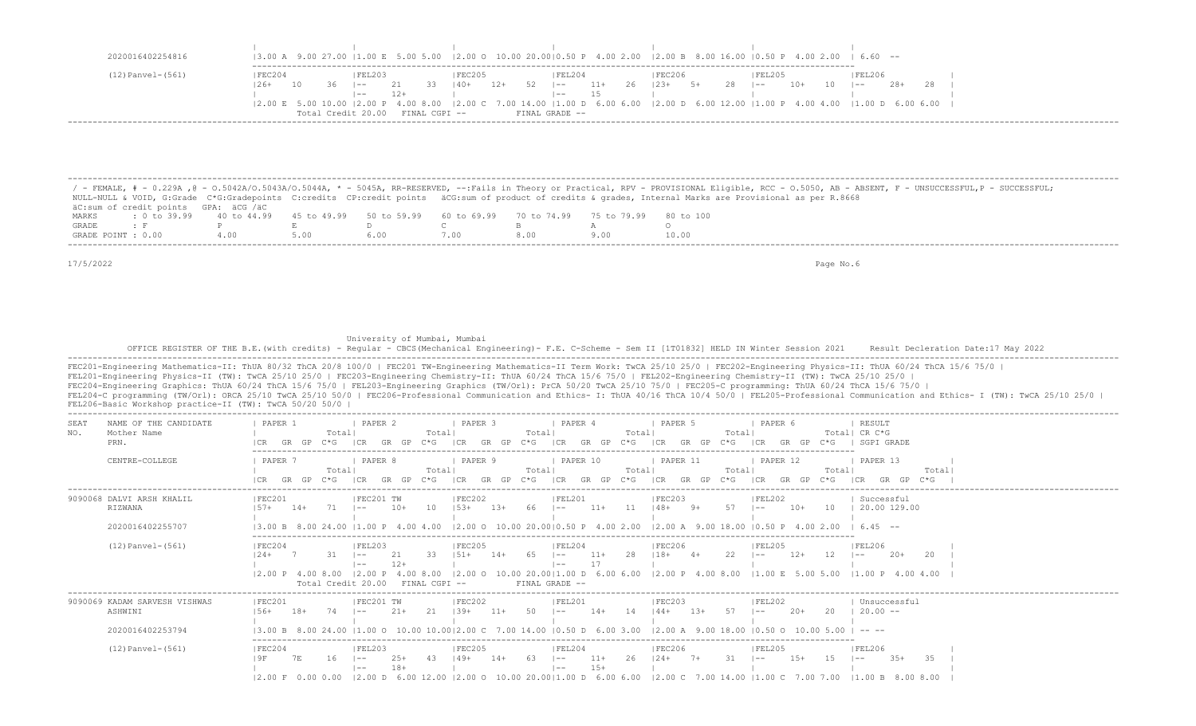| | | | | | | | |
|---|---|---|---|---|---|---|---|
| 2020016402254816 | 3.00 A 9.00 27.00 | 1.00 E 5.00 5.00 | 2.00 O 10.00 20.00 | 0.50 P 4.00 2.00 | 2.00 B 8.00 16.00 | 0.50 P 4.00 2.00 | 6.60 -- |
| (12)Panvel-(561) | FEC204<br>26+ 10 36 | FEL203<br>-- 21 33<br>-- 12+ | FEC205<br>40+ 12+ 52 | FEL204<br>-- 11+ 26<br>-- 15 | FEC206<br>23+ 5+ 28 | FEL205<br>-- 10+ 10 | FEL206<br>-- 28+ 28 |
| | 2.00 E 5.00 10.00 | 2.00 P 4.00 8.00 | 2.00 C 7.00 14.00 | 1.00 D 6.00 6.00 | 2.00 D 6.00 12.00 | 1.00 P 4.00 4.00 | 1.00 D 6.00 6.00 |

Total Credit 20.00 FINAL CGPI -- FINAL GRADE --

/ - FEMALE, # - 0.229A ,@ - O.5042A/O.5043A/O.5044A, * - 5045A, RR-RESERVED, --:Fails in Theory or Practical, RPV - PROVISIONAL Eligible, RCC - O.5050, AB - ABSENT, F - UNSUCCESSFUL,P - SUCCESSFUL;
NULL-NULL & VOID, G:Grade C*G:Gradepoints C:credits CP:credit points äCG:sum of product of credits & grades, Internal Marks are Provisional as per R.8668
äC:sum of credit points GPA: äCG /äC

| MARKS | : 0 to 39.99 | 40 to 44.99 | 45 to 49.99 | 50 to 59.99 | 60 to 69.99 | 70 to 74.99 | 75 to 79.99 | 80 to 100 |
|---|---|---|---|---|---|---|---|---|
| GRADE | : F | P | E | D | C | B | A | O |
| GRADE POINT | : 0.00 | 4.00 | 5.00 | 6.00 | 7.00 | 8.00 | 9.00 | 10.00 |

17/5/2022

University of Mumbai, Mumbai

OFFICE REGISTER OF THE B.E.(with credits) - Regular - CBCS(Mechanical Engineering)- F.E. C-Scheme - Sem II [1T01832] HELD IN Winter Session 2021 Result Decleration Date:17 May 2022

FEC201-Engineering Mathematics-II: ThUA 80/32 ThCA 20/8 100/0 | FEC201 TW-Engineering Mathematics-II Term Work: TwCA 25/10 25/0 | FEC202-Engineering Physics-II: ThUA 60/24 ThCA 15/6 75/0 |
FEL201-Engineering Physics-II (TW): TwCA 25/10 25/0 | FEC203-Engineering Chemistry-II: ThUA 60/24 ThCA 15/6 75/0 | FEL202-Engineering Chemistry-II (TW): TwCA 25/10 25/0 |
FEC204-Engineering Graphics: ThUA 60/24 ThCA 15/6 75/0 | FEL203-Engineering Graphics (TW/Orl): PrCA 50/20 TwCA 25/10 75/0 | FEC205-C programming: ThUA 60/24 ThCA 15/6 75/0 |
FEL204-C programming (TW/Orl): ORCA 25/10 TwCA 25/10 50/0 | FEC206-Professional Communication and Ethics- I: ThUA 40/16 ThCA 10/4 50/0 | FEL205-Professional Communication and Ethics- I (TW): TwCA 25/10 25/0 |
FEL206-Basic Workshop practice-II (TW): TwCA 50/20 50/0 |

| SEAT NO. | NAME OF THE CANDIDATE / Mother Name / PRN. | PAPER 1 (CR GR GP C*G Total) | PAPER 2 | PAPER 3 | PAPER 4 | PAPER 5 | PAPER 6 | RESULT / CR C*G / SGPI GRADE |
|---|---|---|---|---|---|---|---|---|
| | CENTRE-COLLEGE | PAPER 7 | PAPER 8 | PAPER 9 | PAPER 10 | PAPER 11 | PAPER 12 | PAPER 13 |
| 9090068 | DALVI ARSH KHALIL<br>RIZWANA | FEC201<br>57+ 14+ 71 | FEC201 TW<br>-- 10+ 10 | FEC202<br>53+ 13+ 66 | FEL201<br>-- 11+ 11 | FEC203<br>48+ 9+ 57 | FEL202<br>-- 10+ 10 | Successful<br>20.00 129.00 |
| | 2020016402255707 | 3.00 B 8.00 24.00 | 1.00 P 4.00 4.00 | 2.00 O 10.00 20.00 | 0.50 P 4.00 2.00 | 2.00 A 9.00 18.00 | 0.50 P 4.00 2.00 | 6.45 -- |
| | (12)Panvel-(561) | FEC204<br>24+ 7 31 | FEL203<br>-- 21 33<br>-- 12+ | FEC205<br>51+ 14+ 65 | FEL204<br>-- 11+ 28<br>-- 17 | FEC206<br>18+ 4+ 22 | FEL205<br>-- 12+ 12 | FEL206<br>-- 20+ 20 |
| | | 2.00 P 4.00 8.00 | 2.00 P 4.00 8.00 | 2.00 O 10.00 20.00 | 1.00 D 6.00 6.00 | 2.00 P 4.00 8.00 | 1.00 E 5.00 5.00 | 1.00 P 4.00 4.00 |
| | | Total Credit 20.00 | FINAL CGPI -- | FINAL GRADE -- | | | | |
| 9090069 | KADAM SARVESH VISHWAS<br>ASHWINI | FEC201<br>56+ 18+ 74 | FEC201 TW<br>-- 21+ 21 | FEC202<br>39+ 11+ 50 | FEL201<br>-- 14+ 14 | FEC203<br>44+ 13+ 57 | FEL202<br>-- 20+ 20 | Unsuccessful<br>20.00 -- |
| | 2020016402253794 | 3.00 B 8.00 24.00 | 1.00 O 10.00 10.00 | 2.00 C 7.00 14.00 | 0.50 D 6.00 3.00 | 2.00 A 9.00 18.00 | 0.50 O 10.00 5.00 | -- -- |
| | (12)Panvel-(561) | FEC204<br>9F 7E 16 | FEL203<br>-- 25+ 43<br>-- 18+ | FEC205<br>49+ 14+ 63 | FEL204<br>-- 11+ 26<br>-- 15+ | FEC206<br>24+ 7+ 31 | FEL205<br>-- 15+ 15 | FEL206<br>-- 35+ 35 |
| | | 2.00 F 0.00 0.00 | 2.00 D 6.00 12.00 | 2.00 O 10.00 20.00 | 1.00 D 6.00 6.00 | 2.00 C 7.00 14.00 | 1.00 C 7.00 7.00 | 1.00 B 8.00 8.00 |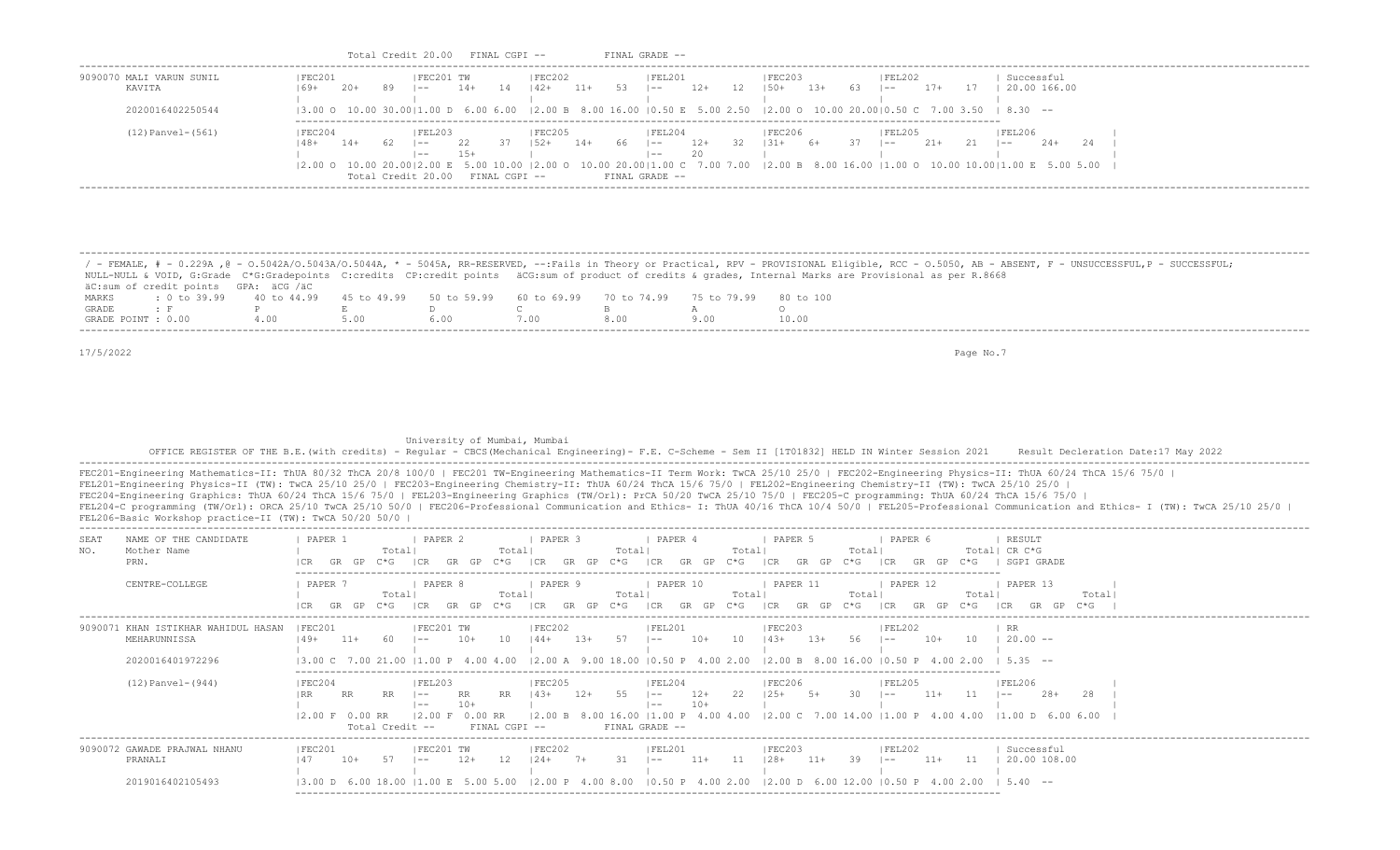Total Credit 20.00 FINAL CGPI -- FINAL GRADE --

| SEAT NO. / NAME | PAPER 1 | PAPER 2 | PAPER 3 | PAPER 4 | PAPER 5 | PAPER 6 | RESULT |
|---|---|---|---|---|---|---|---|
| 9090070 MALI VARUN SUNIL | FEC201 | FEC201 TW | FEC202 | FEL201 | FEC203 | FEL202 | Successful |
| KAVITA | 69+ 20+ 89 | -- 14+ 14 | 42+ 11+ 53 | -- 12+ 12 | 50+ 13+ 63 | -- 17+ 17 | 20.00 166.00 |
| 2020016402250544 | 3.00 O 10.00 30.00 | 1.00 D 6.00 6.00 | 2.00 B 8.00 16.00 | 0.50 E 5.00 2.50 | 2.00 O 10.00 20.00 | 0.50 C 7.00 3.50 | 8.30 -- |

| CENTRE-COLLEGE | PAPER 7 | PAPER 8 | PAPER 9 | PAPER 10 | PAPER 11 | PAPER 12 | PAPER 13 |
|---|---|---|---|---|---|---|---|
| (12)Panvel-(561) | FEC204 | FEL203 | FEC205 | FEL204 | FEC206 | FEL205 | FEL206 |
| | 48+ 14+ 62 | -- 22 37 | 52+ 14+ 66 | -- 12+ 32 | 31+ 6+ 37 | -- 21+ 21 | -- 24+ 24 |
| | | -- 15+ | | -- 20 | | | |
| | 2.00 O 10.00 20.00 | 2.00 E 5.00 10.00 | 2.00 O 10.00 20.00 | 1.00 C 7.00 7.00 | 2.00 B 8.00 16.00 | 1.00 O 10.00 10.00 | 1.00 E 5.00 5.00 |

Total Credit 20.00 FINAL CGPI -- FINAL GRADE --

/ - FEMALE, # - 0.229A ,@ - O.5042A/O.5043A/O.5044A, * - 5045A, RR-RESERVED, --:Fails in Theory or Practical, RPV - PROVISIONAL Eligible, RCC - O.5050, AB - ABSENT, F - UNSUCCESSFUL,P - SUCCESSFUL;
NULL-NULL & VOID, G:Grade C*G:Gradepoints C:credits CP:credit points äCG:sum of product of credits & grades, Internal Marks are Provisional as per R.8668
äC:sum of credit points GPA: äCG /äC

| MARKS | 0 to 39.99 | 40 to 44.99 | 45 to 49.99 | 50 to 59.99 | 60 to 69.99 | 70 to 74.99 | 75 to 79.99 | 80 to 100 |
|---|---|---|---|---|---|---|---|---|
| GRADE | F | P | E | D | C | B | A | O |
| GRADE POINT | 0.00 | 4.00 | 5.00 | 6.00 | 7.00 | 8.00 | 9.00 | 10.00 |

17/5/2022

University of Mumbai, Mumbai

OFFICE REGISTER OF THE B.E.(with credits) - Regular - CBCS(Mechanical Engineering)- F.E. C-Scheme - Sem II [1T01832] HELD IN Winter Session 2021 Result Decleration Date:17 May 2022

FEC201-Engineering Mathematics-II: ThUA 80/32 ThCA 20/8 100/0 | FEC201 TW-Engineering Mathematics-II Term Work: TwCA 25/10 25/0 | FEC202-Engineering Physics-II: ThUA 60/24 ThCA 15/6 75/0 |
FEL201-Engineering Physics-II (TW): TwCA 25/10 25/0 | FEC203-Engineering Chemistry-II: ThUA 60/24 ThCA 15/6 75/0 | FEL202-Engineering Chemistry-II (TW): TwCA 25/10 25/0 |
FEC204-Engineering Graphics: ThUA 60/24 ThCA 15/6 75/0 | FEL203-Engineering Graphics (TW/Orl): PrCA 50/20 TwCA 25/10 75/0 | FEC205-C programming: ThUA 60/24 ThCA 15/6 75/0 |
FEL204-C programming (TW/Orl): ORCA 25/10 TwCA 25/10 50/0 | FEC206-Professional Communication and Ethics- I: ThUA 40/16 ThCA 10/4 50/0 | FEL205-Professional Communication and Ethics- I (TW): TwCA 25/10 25/0 |
FEL206-Basic Workshop practice-II (TW): TwCA 50/20 50/0 |

| SEAT NO. / NAME OF THE CANDIDATE / Mother Name / PRN. | PAPER 1 (CR GR GP C*G) | PAPER 2 | PAPER 3 | PAPER 4 | PAPER 5 | PAPER 6 | RESULT CR C*G SGPI GRADE |
|---|---|---|---|---|---|---|---|
| 9090071 KHAN ISTIKHAR WAHIDUL HASAN | FEC201 | FEC201 TW | FEC202 | FEL201 | FEC203 | FEL202 | RR |
| MEHARUNNISSA | 49+ 11+ 60 | -- 10+ 10 | 44+ 13+ 57 | -- 10+ 10 | 43+ 13+ 56 | -- 10+ 10 | 20.00 -- |
| 2020016401972296 | 3.00 C 7.00 21.00 | 1.00 P 4.00 4.00 | 2.00 A 9.00 18.00 | 0.50 P 4.00 2.00 | 2.00 B 8.00 16.00 | 0.50 P 4.00 2.00 | 5.35 -- |

| CENTRE-COLLEGE | PAPER 7 | PAPER 8 | PAPER 9 | PAPER 10 | PAPER 11 | PAPER 12 | PAPER 13 |
|---|---|---|---|---|---|---|---|
| (12)Panvel-(944) | FEC204 | FEL203 | FEC205 | FEL204 | FEC206 | FEL205 | FEL206 |
| | RR RR RR | -- RR RR | 43+ 12+ 55 | -- 12+ 22 | 25+ 5+ 30 | -- 11+ 11 | -- 28+ 28 |
| | | -- 10+ | | -- 10+ | | | |
| | 2.00 F 0.00 RR | 2.00 F 0.00 RR | 2.00 B 8.00 16.00 | 1.00 P 4.00 4.00 | 2.00 C 7.00 14.00 | 1.00 P 4.00 4.00 | 1.00 D 6.00 6.00 |

Total Credit -- FINAL CGPI -- FINAL GRADE --

| SEAT NO. / NAME | PAPER 1 | PAPER 2 | PAPER 3 | PAPER 4 | PAPER 5 | PAPER 6 | RESULT |
|---|---|---|---|---|---|---|---|
| 9090072 GAWADE PRAJWAL NHANU | FEC201 | FEC201 TW | FEC202 | FEL201 | FEC203 | FEL202 | Successful |
| PRANALI | 47 10+ 57 | -- 12+ 12 | 24+ 7+ 31 | -- 11+ 11 | 28+ 11+ 39 | -- 11+ 11 | 20.00 108.00 |
| 2019016402105493 | 3.00 D 6.00 18.00 | 1.00 E 5.00 5.00 | 2.00 P 4.00 8.00 | 0.50 P 4.00 2.00 | 2.00 D 6.00 12.00 | 0.50 P 4.00 2.00 | 5.40 -- |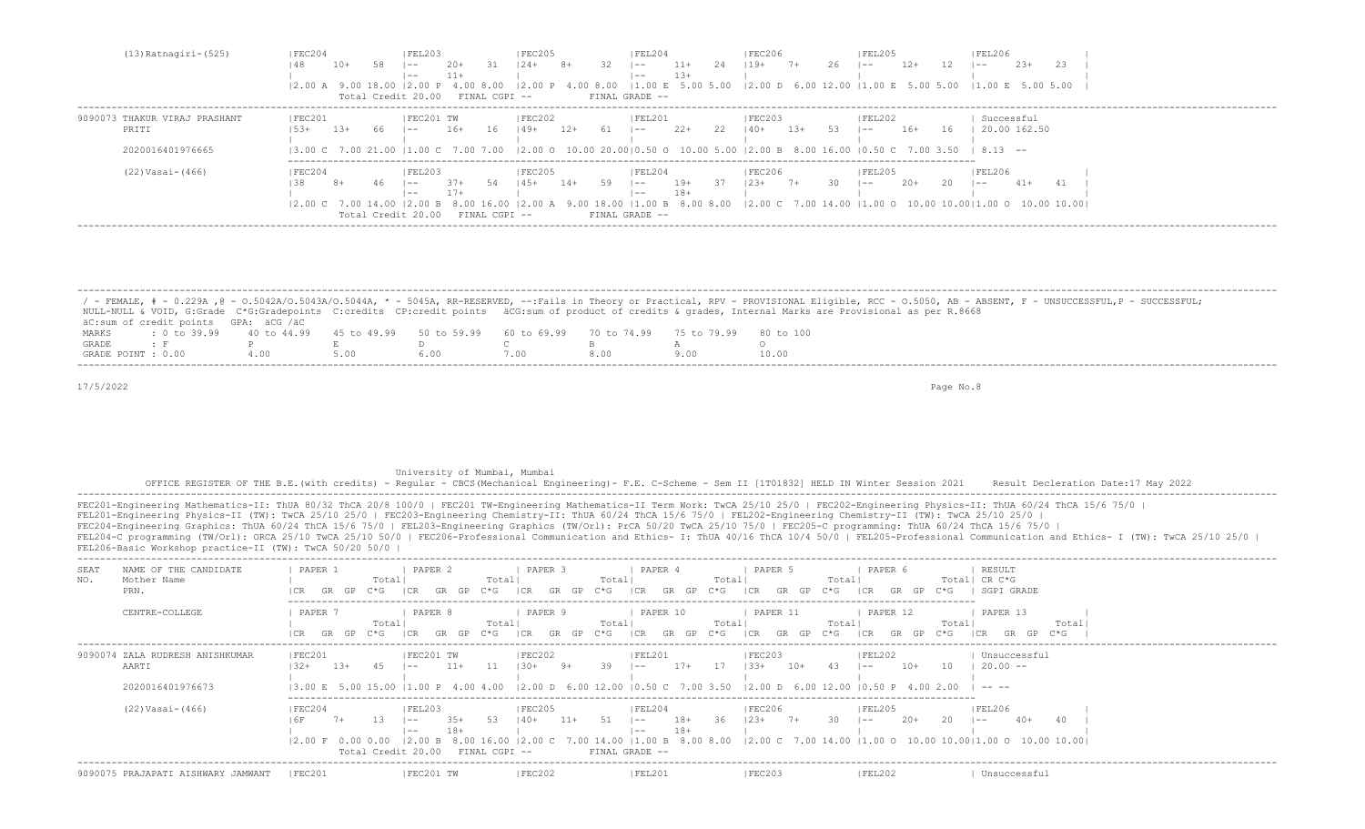(13)Ratnagiri-(525)

| FEC204 | FEL203 | FEC205 | FEL204 | FEC206 | FEL205 | FEL206 |
|---|---|---|---|---|---|---|
| 48 10+ 58 | -- 20+ 31 / -- 11+ | 24+ 8+ 32 | -- 11+ 24 / -- 13+ | 19+ 7+ 26 | -- 12+ 12 | -- 23+ 23 |
| 2.00 A 9.00 18.00 | 2.00 P 4.00 8.00 | 2.00 P 4.00 8.00 | 1.00 E 5.00 5.00 | 2.00 D 6.00 12.00 | 1.00 E 5.00 5.00 | 1.00 E 5.00 5.00 |

Total Credit 20.00 FINAL CGPI -- FINAL GRADE --

---

9090073 THAKUR VIRAJ PRASHANT
PRITI
2020016401976665

| FEC201 | FEC201 TW | FEC202 | FEL201 | FEC203 | FEL202 | Successful |
|---|---|---|---|---|---|---|
| 53+ 13+ 66 | -- 16+ 16 | 49+ 12+ 61 | -- 22+ 22 | 40+ 13+ 53 | -- 16+ 16 | 20.00 162.50 |
| 3.00 C 7.00 21.00 | 1.00 C 7.00 7.00 | 2.00 O 10.00 20.00 | 0.50 O 10.00 5.00 | 2.00 B 8.00 16.00 | 0.50 C 7.00 3.50 | 8.13 -- |

(22)Vasai-(466)

| FEC204 | FEL203 | FEC205 | FEL204 | FEC206 | FEL205 | FEL206 |
|---|---|---|---|---|---|---|
| 38 8+ 46 | -- 37+ 54 / -- 17+ | 45+ 14+ 59 | -- 19+ 37 / -- 18+ | 23+ 7+ 30 | -- 20+ 20 | -- 41+ 41 |
| 2.00 C 7.00 14.00 | 2.00 B 8.00 16.00 | 2.00 A 9.00 18.00 | 1.00 B 8.00 8.00 | 2.00 C 7.00 14.00 | 1.00 O 10.00 10.00 | 1.00 O 10.00 10.00 |

Total Credit 20.00 FINAL CGPI -- FINAL GRADE --

---

/ - FEMALE, # - 0.229A ,@ - O.5042A/O.5043A/O.5044A, * - 5045A, RR-RESERVED, --:Fails in Theory or Practical, RPV - PROVISIONAL Eligible, RCC - O.5050, AB - ABSENT, F - UNSUCCESSFUL,P - SUCCESSFUL; NULL-NULL & VOID, G:Grade C*G:Gradepoints C:credits CP:credit points äCG:sum of product of credits & grades, Internal Marks are Provisional as per R.8668
äC:sum of credit points GPA: äCG /äC

| MARKS | : 0 to 39.99 | 40 to 44.99 | 45 to 49.99 | 50 to 59.99 | 60 to 69.99 | 70 to 74.99 | 75 to 79.99 | 80 to 100 |
|---|---|---|---|---|---|---|---|---|
| GRADE | : F | P | E | D | C | B | A | O |
| GRADE POINT | : 0.00 | 4.00 | 5.00 | 6.00 | 7.00 | 8.00 | 9.00 | 10.00 |

17/5/2022

University of Mumbai, Mumbai

OFFICE REGISTER OF THE B.E.(with credits) - Regular - CBCS(Mechanical Engineering)- F.E. C-Scheme - Sem II [1T01832] HELD IN Winter Session 2021 Result Decleration Date:17 May 2022

FEC201-Engineering Mathematics-II: ThUA 80/32 ThCA 20/8 100/0 | FEC201 TW-Engineering Mathematics-II Term Work: TwCA 25/10 25/0 | FEC202-Engineering Physics-II: ThUA 60/24 ThCA 15/6 75/0 | FEL201-Engineering Physics-II (TW): TwCA 25/10 25/0 | FEC203-Engineering Chemistry-II: ThUA 60/24 ThCA 15/6 75/0 | FEL202-Engineering Chemistry-II (TW): TwCA 25/10 25/0 | FEC204-Engineering Graphics: ThUA 60/24 ThCA 15/6 75/0 | FEL203-Engineering Graphics (TW/Orl): PrCA 50/20 TwCA 25/10 75/0 | FEC205-C programming: ThUA 60/24 ThCA 15/6 75/0 | FEL204-C programming (TW/Orl): ORCA 25/10 TwCA 25/10 50/0 | FEC206-Professional Communication and Ethics- I: ThUA 40/16 ThCA 10/4 50/0 | FEL205-Professional Communication and Ethics- I (TW): TwCA 25/10 25/0 | FEL206-Basic Workshop practice-II (TW): TwCA 50/20 50/0 |

| SEAT NO. | NAME OF THE CANDIDATE / Mother Name / PRN. | PAPER 1 (CR GR GP C*G Total) | PAPER 2 (CR GR GP C*G Total) | PAPER 3 (CR GR GP C*G Total) | PAPER 4 (CR GR GP C*G Total) | PAPER 5 (CR GR GP C*G Total) | PAPER 6 (CR GR GP C*G Total) | RESULT / CR C*G / SGPI GRADE |
|---|---|---|---|---|---|---|---|---|
| | CENTRE-COLLEGE | PAPER 7 | PAPER 8 | PAPER 9 | PAPER 10 | PAPER 11 | PAPER 12 | PAPER 13 |

---

9090074 ZALA RUDRESH ANISHKUMAR
AARTI
2020016401976673

| FEC201 | FEC201 TW | FEC202 | FEL201 | FEC203 | FEL202 | Unsuccessful |
|---|---|---|---|---|---|---|
| 32+ 13+ 45 | -- 11+ 11 | 30+ 9+ 39 | -- 17+ 17 | 33+ 10+ 43 | -- 10+ 10 | 20.00 -- |
| 3.00 E 5.00 15.00 | 1.00 P 4.00 4.00 | 2.00 D 6.00 12.00 | 0.50 C 7.00 3.50 | 2.00 D 6.00 12.00 | 0.50 P 4.00 2.00 | -- -- |

(22)Vasai-(466)

| FEC204 | FEL203 | FEC205 | FEL204 | FEC206 | FEL205 | FEL206 |
|---|---|---|---|---|---|---|
| 6F 7+ 13 | -- 35+ 53 / -- 18+ | 40+ 11+ 51 | -- 18+ 36 / -- 18+ | 23+ 7+ 30 | -- 20+ 20 | -- 40+ 40 |
| 2.00 F 0.00 0.00 | 2.00 B 8.00 16.00 | 2.00 C 7.00 14.00 | 1.00 B 8.00 8.00 | 2.00 C 7.00 14.00 | 1.00 O 10.00 10.00 | 1.00 O 10.00 10.00 |

Total Credit 20.00 FINAL CGPI -- FINAL GRADE --

---

9090075 PRAJAPATI AISHWARY JAMWANT

| FEC201 | FEC201 TW | FEC202 | FEL201 | FEC203 | FEL202 | Unsuccessful |
|---|---|---|---|---|---|---|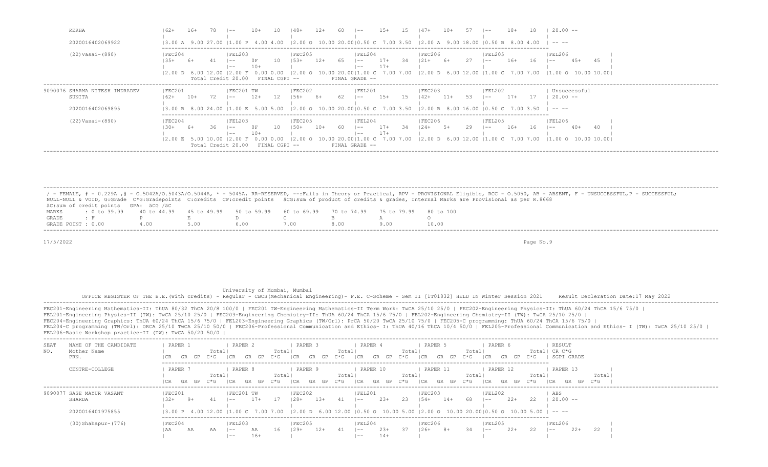REKHA |62+ 16+ 78 |-- 10+ 10 |48+ 12+ 60 |-- 15+ 15 |47+ 10+ 57 |-- 18+ 18 | 20.00 --

2020016402069922 |3.00 A 9.00 27.00 |1.00 P 4.00 4.00 |2.00 O 10.00 20.00|0.50 C 7.00 3.50 |2.00 A 9.00 18.00 |0.50 B 8.00 4.00 | -- --

(22)Vasai-(890) |FEC204 |FEL203 |FEC205 |FEL204 |FEC206 |FEL205 |FEL206
|35+ 6+ 41 |-- 0F 10 |53+ 12+ 65 |-- 17+ 34 |21+ 6+ 27 |-- 16+ 16 |-- 45+ 45
|-- 10+ |-- 17+
|2.00 D 6.00 12.00 |2.00 F 0.00 0.00 |2.00 O 10.00 20.00|1.00 C 7.00 7.00 |2.00 D 6.00 12.00 |1.00 C 7.00 7.00 |1.00 O 10.00 10.00|
Total Credit 20.00 FINAL CGPI -- FINAL GRADE --

9090076 SHARMA NITESH INDRADEV |FEC201 |FEC201 TW |FEC202 |FEL201 |FEC203 |FEL202 | Unsuccessful
SUNITA |62+ 10+ 72 |-- 12+ 12 |56+ 6+ 62 |-- 15+ 15 |42+ 11+ 53 |-- 17+ 17 | 20.00 --

2020016402069895 |3.00 B 8.00 24.00 |1.00 E 5.00 5.00 |2.00 O 10.00 20.00|0.50 C 7.00 3.50 |2.00 B 8.00 16.00 |0.50 C 7.00 3.50 | -- --

(22)Vasai-(890) |FEC204 |FEL203 |FEC205 |FEL204 |FEC206 |FEL205 |FEL206
|30+ 6+ 36 |-- 0F 10 |50+ 10+ 60 |-- 17+ 34 |24+ 5+ 29 |-- 16+ 16 |-- 40+ 40
|-- 10+ |-- 17+
|2.00 E 5.00 10.00 |2.00 F 0.00 0.00 |2.00 O 10.00 20.00|1.00 C 7.00 7.00 |2.00 D 6.00 12.00 |1.00 C 7.00 7.00 |1.00 O 10.00 10.00|
Total Credit 20.00 FINAL CGPI -- FINAL GRADE --

/ - FEMALE, # - 0.229A ,@ - O.5042A/O.5043A/O.5044A, * - 5045A, RR-RESERVED, --:Fails in Theory or Practical, RPV - PROVISIONAL Eligible, RCC - O.5050, AB - ABSENT, F - UNSUCCESSFUL,P - SUCCESSFUL;
NULL-NULL & VOID, G:Grade C*G:Gradepoints C:credits CP:credit points äCG:sum of product of credits & grades, Internal Marks are Provisional as per R.8668
äC:sum of credit points GPA: äCG /äC

| MARKS | : 0 to 39.99 | 40 to 44.99 | 45 to 49.99 | 50 to 59.99 | 60 to 69.99 | 70 to 74.99 | 75 to 79.99 | 80 to 100 |
|---|---|---|---|---|---|---|---|---|
| GRADE | : F | P | E | D | C | B | A | O |
| GRADE POINT | : 0.00 | 4.00 | 5.00 | 6.00 | 7.00 | 8.00 | 9.00 | 10.00 |

17/5/2022

University of Mumbai, Mumbai

OFFICE REGISTER OF THE B.E.(with credits) - Regular - CBCS(Mechanical Engineering)- F.E. C-Scheme - Sem II [1T01832] HELD IN Winter Session 2021 Result Decleration Date:17 May 2022

FEC201-Engineering Mathematics-II: ThUA 80/32 ThCA 20/8 100/0 | FEC201 TW-Engineering Mathematics-II Term Work: TwCA 25/10 25/0 | FEC202-Engineering Physics-II: ThUA 60/24 ThCA 15/6 75/0 |
FEL201-Engineering Physics-II (TW): TwCA 25/10 25/0 | FEC203-Engineering Chemistry-II: ThUA 60/24 ThCA 15/6 75/0 | FEL202-Engineering Chemistry-II (TW): TwCA 25/10 25/0 |
FEC204-Engineering Graphics: ThUA 60/24 ThCA 15/6 75/0 | FEL203-Engineering Graphics (TW/Orl): PrCA 50/20 TwCA 25/10 75/0 | FEC205-C programming: ThUA 60/24 ThCA 15/6 75/0 |
FEL204-C programming (TW/Orl): ORCA 25/10 TwCA 25/10 50/0 | FEC206-Professional Communication and Ethics- I: ThUA 40/16 ThCA 10/4 50/0 | FEL205-Professional Communication and Ethics- I (TW): TwCA 25/10 25/0 |
FEL206-Basic Workshop practice-II (TW): TwCA 50/20 50/0 |

SEAT NO. | NAME OF THE CANDIDATE / Mother Name / PRN. | PAPER 1 (CR GR GP C*G Total) | PAPER 2 | PAPER 3 | PAPER 4 | PAPER 5 | PAPER 6 | RESULT / CR C*G / SGPI GRADE
CENTRE-COLLEGE | PAPER 7 | PAPER 8 | PAPER 9 | PAPER 10 | PAPER 11 | PAPER 12 | PAPER 13

9090077 SASE MAYUR VASANT |FEC201 |FEC201 TW |FEC202 |FEL201 |FEC203 |FEL202 | ABS
SHARDA |32+ 9+ 41 |-- 17+ 17 |28+ 13+ 41 |-- 23+ 23 |54+ 14+ 68 |-- 22+ 22 | 20.00 --

2020016401975855 |3.00 P 4.00 12.00 |1.00 C 7.00 7.00 |2.00 D 6.00 12.00 |0.50 O 10.00 5.00 |2.00 O 10.00 20.00|0.50 O 10.00 5.00 | -- --

(30)Shahapur-(776) |FEC204 |FEL203 |FEC205 |FEL204 |FEC206 |FEL205 |FEL206
|AA AA AA |-- AA 16 |29+ 12+ 41 |-- 23+ 37 |26+ 8+ 34 |-- 22+ 22 |-- 22+ 22
|-- 16+ |-- 14+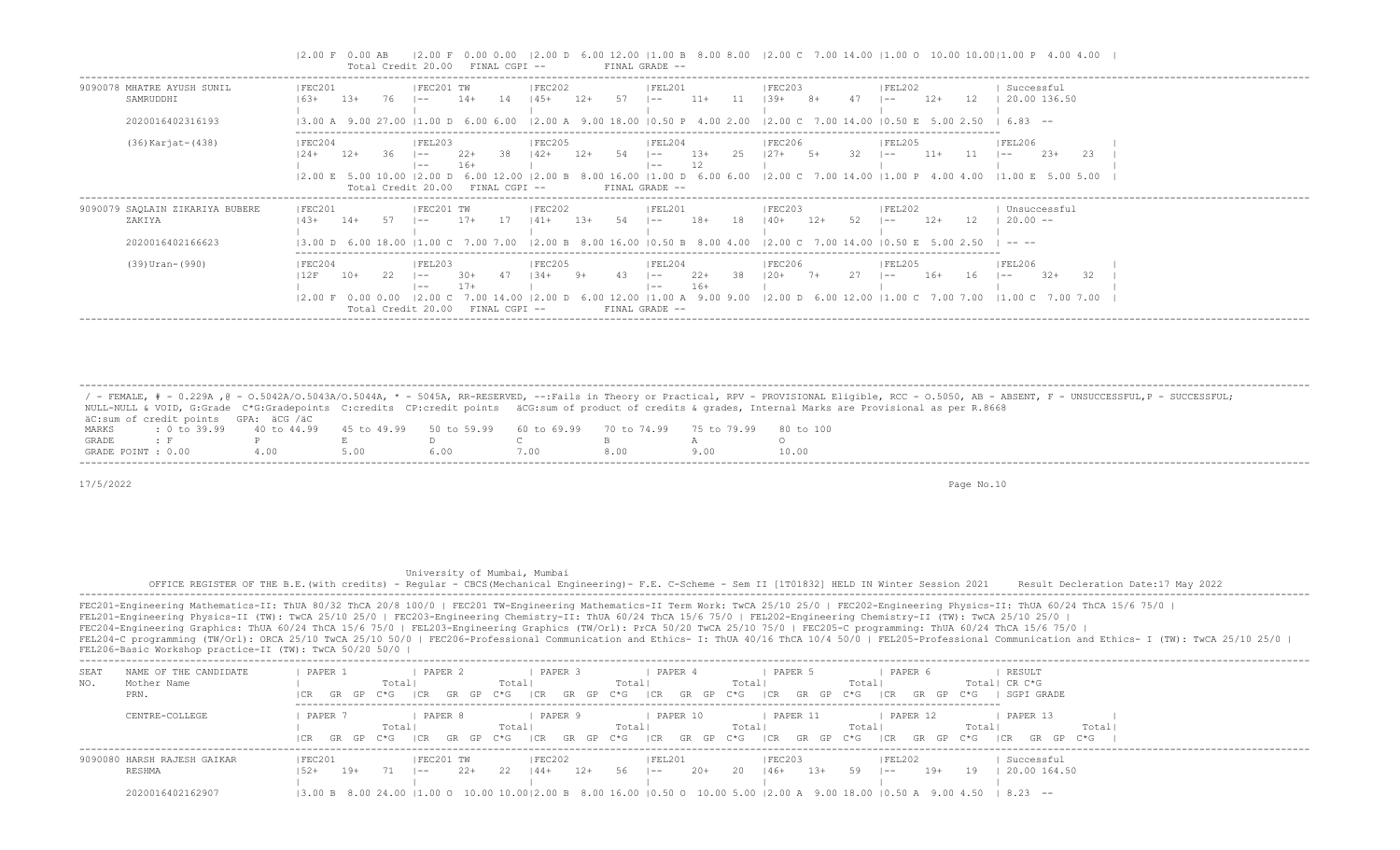|2.00 F 0.00 AB |2.00 F 0.00 0.00 |2.00 D 6.00 12.00 |1.00 B 8.00 8.00 |2.00 C 7.00 14.00 |1.00 O 10.00 10.00|1.00 P 4.00 4.00 |
Total Credit 20.00 FINAL CGPI -- FINAL GRADE --

| SEAT NO. / NAME | PAPER | | | | | | | RESULT |
|---|---|---|---|---|---|---|---|---|
| 9090078 MHATRE AYUSH SUNIL SAMRUDDHI | FEC201 63+ 13+ 76 | FEC201 TW -- 14+ 14 | FEC202 45+ 12+ 57 | FEL201 -- 11+ 11 | FEC203 39+ 8+ 47 | FEL202 -- 12+ 12 | | Successful 20.00 136.50 |
| 2020016402316193 | 3.00 A 9.00 27.00 | 1.00 D 6.00 6.00 | 2.00 A 9.00 18.00 | 0.50 P 4.00 2.00 | 2.00 C 7.00 14.00 | 0.50 E 5.00 2.50 | | 6.83 -- |
| (36)Karjat-(438) | FEC204 24+ 12+ 36 | FEL203 -- 22+ 38 / -- 16+ | FEC205 42+ 12+ 54 | FEL204 -- 13+ 25 / -- 12 | FEC206 27+ 5+ 32 | FEL205 -- 11+ 11 | FEL206 -- 23+ 23 | |
| | 2.00 E 5.00 10.00 | 2.00 D 6.00 12.00 | 2.00 B 8.00 16.00 | 1.00 D 6.00 6.00 | 2.00 C 7.00 14.00 | 1.00 P 4.00 4.00 | 1.00 E 5.00 5.00 | |
| | Total Credit 20.00 FINAL CGPI -- FINAL GRADE -- | | | | | | | |
| 9090079 SAQLAIN ZIKARIYA BUBERE ZAKIYA | FEC201 43+ 14+ 57 | FEC201 TW -- 17+ 17 | FEC202 41+ 13+ 54 | FEL201 -- 18+ 18 | FEC203 40+ 12+ 52 | FEL202 -- 12+ 12 | | Unsuccessful 20.00 -- |
| 2020016402166623 | 3.00 D 6.00 18.00 | 1.00 C 7.00 7.00 | 2.00 B 8.00 16.00 | 0.50 B 8.00 4.00 | 2.00 C 7.00 14.00 | 0.50 E 5.00 2.50 | | -- -- |
| (39)Uran-(990) | FEC204 12F 10+ 22 | FEL203 -- 30+ 47 / -- 17+ | FEC205 34+ 9+ 43 | FEL204 -- 22+ 38 / -- 16+ | FEC206 20+ 7+ 27 | FEL205 -- 16+ 16 | FEL206 -- 32+ 32 | |
| | 2.00 F 0.00 0.00 | 2.00 C 7.00 14.00 | 2.00 D 6.00 12.00 | 1.00 A 9.00 9.00 | 2.00 D 6.00 12.00 | 1.00 C 7.00 7.00 | 1.00 C 7.00 7.00 | |
| | Total Credit 20.00 FINAL CGPI -- FINAL GRADE -- | | | | | | | |

/ - FEMALE, # - 0.229A ,@ - O.5042A/O.5043A/O.5044A, * - 5045A, RR-RESERVED, --:Fails in Theory or Practical, RPV - PROVISIONAL Eligible, RCC - O.5050, AB - ABSENT, F - UNSUCCESSFUL,P - SUCCESSFUL;
NULL-NULL & VOID, G:Grade C*G:Gradepoints C:credits CP:credit points äCG:sum of product of credits & grades, Internal Marks are Provisional as per R.8668
äC:sum of credit points GPA: äCG /äC

| MARKS | : 0 to 39.99 | 40 to 44.99 | 45 to 49.99 | 50 to 59.99 | 60 to 69.99 | 70 to 74.99 | 75 to 79.99 | 80 to 100 |
|---|---|---|---|---|---|---|---|---|
| GRADE | : F | P | E | D | C | B | A | O |
| GRADE POINT | : 0.00 | 4.00 | 5.00 | 6.00 | 7.00 | 8.00 | 9.00 | 10.00 |

17/5/2022

University of Mumbai, Mumbai

OFFICE REGISTER OF THE B.E.(with credits) - Regular - CBCS(Mechanical Engineering)- F.E. C-Scheme - Sem II [1T01832] HELD IN Winter Session 2021 Result Decleration Date:17 May 2022

FEC201-Engineering Mathematics-II: ThUA 80/32 ThCA 20/8 100/0 | FEC201 TW-Engineering Mathematics-II Term Work: TwCA 25/10 25/0 | FEC202-Engineering Physics-II: ThUA 60/24 ThCA 15/6 75/0 |
FEL201-Engineering Physics-II (TW): TwCA 25/10 25/0 | FEC203-Engineering Chemistry-II: ThUA 60/24 ThCA 15/6 75/0 | FEL202-Engineering Chemistry-II (TW): TwCA 25/10 25/0 |
FEC204-Engineering Graphics: ThUA 60/24 ThCA 15/6 75/0 | FEL203-Engineering Graphics (TW/Orl): PrCA 50/20 TwCA 25/10 75/0 | FEC205-C programming: ThUA 60/24 ThCA 15/6 75/0 |
FEL204-C programming (TW/Orl): ORCA 25/10 TwCA 25/10 50/0 | FEC206-Professional Communication and Ethics- I: ThUA 40/16 ThCA 10/4 50/0 | FEL205-Professional Communication and Ethics- I (TW): TwCA 25/10 25/0 |
FEL206-Basic Workshop practice-II (TW): TwCA 50/20 50/0 |

| SEAT NO. / NAME OF THE CANDIDATE / Mother Name / PRN. / CENTRE-COLLEGE | PAPER 1 / PAPER 7 (Total, CR GR GP C*G) | PAPER 2 / PAPER 8 | PAPER 3 / PAPER 9 | PAPER 4 / PAPER 10 | PAPER 5 / PAPER 11 | PAPER 6 / PAPER 12 | PAPER 13 | RESULT / Total CR C*G / SGPI GRADE |
|---|---|---|---|---|---|---|---|---|
| 9090080 HARSH RAJESH GAIKAR RESHMA | FEC201 52+ 19+ 71 | FEC201 TW -- 22+ 22 | FEC202 44+ 12+ 56 | FEL201 -- 20+ 20 | FEC203 46+ 13+ 59 | FEL202 -- 19+ 19 | | Successful 20.00 164.50 |
| 2020016402162907 | 3.00 B 8.00 24.00 | 1.00 O 10.00 10.00 | 2.00 B 8.00 16.00 | 0.50 O 10.00 5.00 | 2.00 A 9.00 18.00 | 0.50 A 9.00 4.50 | | 8.23 -- |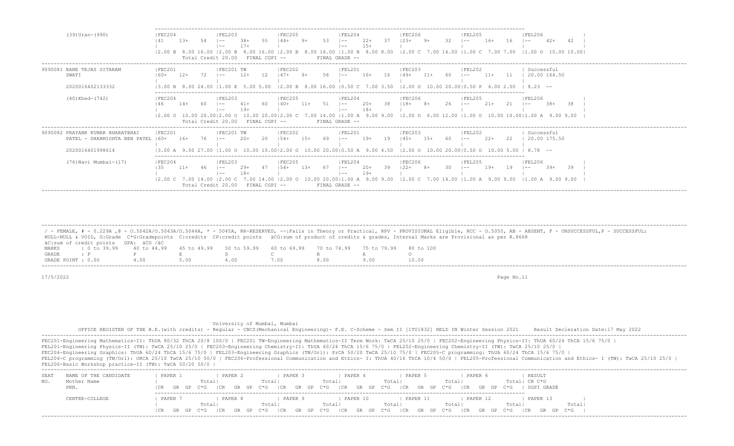```
(39)Uran-(990)              |FEC204              |FEL203              |FEC205              |FEL204              |FEC206              |FEL205              |FEL206
                            |41    13+    54     |--     38+    55    |44+    9+     53    |--     22+    37    |23+    9+     32    |--     16+    16    |--     42+    42
                            |                    |--     17+          |                    |--     15+          |                    |                    |
                            |2.00 B  8.00 16.00  |2.00 B  8.00 16.00  |2.00 B  8.00 16.00  |1.00 B  8.00 8.00   |2.00 C  7.00 14.00  |1.00 C  7.00 7.00   |1.00 O  10.00 10.00|
                            Total Credit 20.00   FINAL CGPI --        FINAL GRADE --
---------------------------------------------------------------------------------------------------------------------------------------------------------------------
9090081 BANE TEJAS SITARAM  |FEC201              |FEC201 TW           |FEC202              |FEL201              |FEC203              |FEL202              | Successful
        SWATI               |60+    12+    72    |--     12+    12    |47+    9+     56    |--     16+    16    |49+    11+    60    |--     11+    11    | 20.00 164.50
                            |                    |                    |                    |                    |                    |                    |
        2020016402133332    |3.00 B  8.00 24.00  |1.00 E  5.00 5.00   |2.00 B  8.00 16.00  |0.50 C  7.00 3.50   |2.00 O  10.00 20.00 |0.50 P  4.00 2.00   | 8.23 --

        (40)Khed-(742)      |FEC204              |FEL203              |FEC205              |FEL204              |FEC206              |FEL205              |FEL206
                            |46    14+    60     |--     41+    60    |40+    11+    51    |--     20+    38    |18+    8+     26    |--     21+    21    |--     38+    38
                            |                    |--     19+          |                    |--     18+          |                    |                    |
                            |2.00 O  10.00 20.00 |2.00 O  10.00 20.00 |2.00 C  7.00 14.00  |1.00 A  9.00 9.00   |2.00 D  6.00 12.00  |1.00 O  10.00 10.00 |1.00 A  9.00 9.00
                            Total Credit 20.00   FINAL CGPI --        FINAL GRADE --
---------------------------------------------------------------------------------------------------------------------------------------------------------------------
9090082 PRAYANK KUMAR BHARATBHAI |FEC201         |FEC201 TW           |FEC202              |FEL201              |FEC203              |FEL202              | Successful
        PATEL - DHARMISHTA BEN PATEL |60+  16+  76 |--     20+    20    |54+    15+    69    |--     19+    19    |45+    15+    60    |--     22+    22    | 20.00 175.50
                            |                    |                    |                    |                    |                    |                    |
        2020016401998614    |3.00 A  9.00 27.00  |1.00 O  10.00 10.00 |2.00 O  10.00 20.00 |0.50 A  9.00 4.50   |2.00 O  10.00 20.00 |0.50 O  10.00 5.00  | 8.78 --

        (76)Navi Mumbai-(17) |FEC204             |FEL203              |FEC205              |FEL204              |FEC206              |FEL205              |FEL206
                            |35    11+    46     |--     29+    47    |54+    13+    67    |--     20+    39    |22+    8+     30    |--     19+    19    |--     39+    39
                            |                    |--     18+          |                    |--     19+          |                    |                    |
                            |2.00 C  7.00 14.00  |2.00 C  7.00 14.00  |2.00 O  10.00 20.00 |1.00 A  9.00 9.00   |2.00 C  7.00 14.00  |1.00 A  9.00 9.00   |1.00 A  9.00 9.00
                            Total Credit 20.00   FINAL CGPI --        FINAL GRADE --
---------------------------------------------------------------------------------------------------------------------------------------------------------------------
```

/ - FEMALE, # - 0.229A ,@ - O.5042A/O.5043A/O.5044A, * - 5045A, RR-RESERVED, --:Fails in Theory or Practical, RPV - PROVISIONAL Eligible, RCC - O.5050, AB - ABSENT, F - UNSUCCESSFUL,P - SUCCESSFUL;
NULL-NULL & VOID, G:Grade C*G:Gradepoints C:credits CP:credit points äCG:sum of product of credits & grades, Internal Marks are Provisional as per R.8668
äC:sum of credit points GPA: äCG /äC

| MARKS | : 0 to 39.99 | 40 to 44.99 | 45 to 49.99 | 50 to 59.99 | 60 to 69.99 | 70 to 74.99 | 75 to 79.99 | 80 to 100 |
|---|---|---|---|---|---|---|---|---|
| GRADE | : F | P | E | D | C | B | A | O |
| GRADE POINT | : 0.00 | 4.00 | 5.00 | 6.00 | 7.00 | 8.00 | 9.00 | 10.00 |

17/5/2022

University of Mumbai, Mumbai

OFFICE REGISTER OF THE B.E.(with credits) - Regular - CBCS(Mechanical Engineering)- F.E. C-Scheme - Sem II [1T01832] HELD IN Winter Session 2021 Result Decleration Date:17 May 2022

FEC201-Engineering Mathematics-II: ThUA 80/32 ThCA 20/8 100/0 | FEC201 TW-Engineering Mathematics-II Term Work: TwCA 25/10 25/0 | FEC202-Engineering Physics-II: ThUA 60/24 ThCA 15/6 75/0 |
FEL201-Engineering Physics-II (TW): TwCA 25/10 25/0 | FEC203-Engineering Chemistry-II: ThUA 60/24 ThCA 15/6 75/0 | FEL202-Engineering Chemistry-II (TW): TwCA 25/10 25/0 |
FEC204-Engineering Graphics: ThUA 60/24 ThCA 15/6 75/0 | FEL203-Engineering Graphics (TW/Orl): PrCA 50/20 TwCA 25/10 75/0 | FEC205-C programming: ThUA 60/24 ThCA 15/6 75/0 |
FEL204-C programming (TW/Orl): ORCA 25/10 TwCA 25/10 50/0 | FEC206-Professional Communication and Ethics- I: ThUA 40/16 ThCA 10/4 50/0 | FEL205-Professional Communication and Ethics- I (TW): TwCA 25/10 25/0 |
FEL206-Basic Workshop practice-II (TW): TwCA 50/20 50/0 |

```
SEAT   NAME OF THE CANDIDATE   | PAPER 1          | PAPER 2          | PAPER 3          | PAPER 4          | PAPER 5          | PAPER 6          | RESULT
NO.    Mother Name             |           Total| |           Total| |           Total| |           Total| |           Total| |           Total| | CR C*G
       PRN.                    |CR  GR GP C*G    |CR  GR GP C*G    |CR  GR GP C*G    |CR  GR GP C*G    |CR  GR GP C*G    |CR  GR GP C*G    | SGPI GRADE

       CENTRE-COLLEGE          | PAPER 7          | PAPER 8          | PAPER 9          | PAPER 10         | PAPER 11         | PAPER 12         | PAPER 13
                               |           Total| |           Total| |           Total| |           Total| |           Total| |           Total| |           Total|
                               |CR  GR GP C*G    |CR  GR GP C*G    |CR  GR GP C*G    |CR  GR GP C*G    |CR  GR GP C*G    |CR  GR GP C*G    |CR  GR GP C*G
```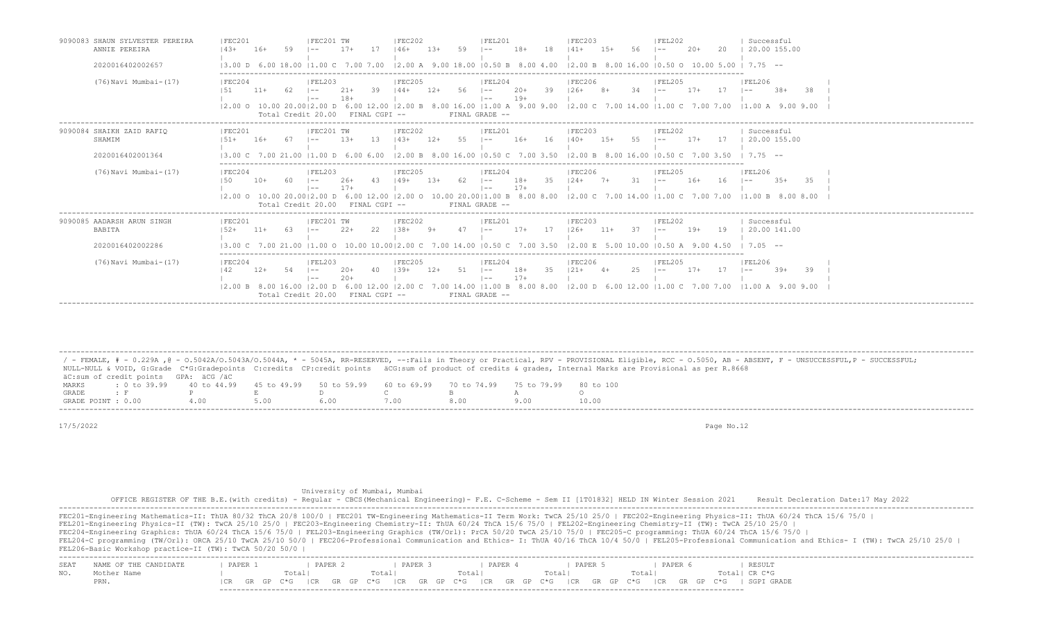```
9090083 SHAUN SYLVESTER PEREIRA     |FEC201            |FEC201 TW         |FEC202            |FEL201            |FEC203            |FEL202            | Successful
        ANNIE PEREIRA               |43+   16+   59    |--    17+    17   |46+   13+   59    |--    18+    18   |41+   15+   56    |--    20+    20   | 20.00 155.00
                                    |                  |                  |                  |                  |                  |                  |
        2020016402002657            |3.00 D  6.00 18.00 |1.00 C  7.00 7.00  |2.00 A  9.00 18.00 |0.50 B  8.00 4.00  |2.00 B  8.00 16.00 |0.50 O  10.00 5.00 | 7.75  --
                                    ------------------------------------------------------------------------------------------------------------------
        (76)Navi Mumbai-(17)        |FEC204            |FEL203            |FEC205            |FEL204            |FEC206            |FEL205            |FEL206            |
                                    |51    11+   62    |--    21+   39    |44+   12+   56    |--    20+   39    |26+    8+   34    |--    17+   17    |--    38+   38    |
                                    |                  |--    18+         |                  |--    19+         |                  |                  |                  |
                                    |2.00 O  10.00 20.00|2.00 D  6.00 12.00 |2.00 B  8.00 16.00 |1.00 A  9.00 9.00  |2.00 C  7.00 14.00 |1.00 C  7.00 7.00  |1.00 A  9.00 9.00  |
                                    Total Credit 20.00   FINAL CGPI --          FINAL GRADE --
---------------------------------------------------------------------------------------------------------------------------------------------------------------
9090084 SHAIKH ZAID RAFIQ           |FEC201            |FEC201 TW         |FEC202            |FEL201            |FEC203            |FEL202            | Successful
        SHAMIM                      |51+   16+   67    |--    13+    13   |43+   12+   55    |--    16+    16   |40+   15+   55    |--    17+    17   | 20.00 155.00
                                    |                  |                  |                  |                  |                  |                  |
        2020016402001364            |3.00 C  7.00 21.00 |1.00 D  6.00 6.00  |2.00 B  8.00 16.00 |0.50 C  7.00 3.50  |2.00 B  8.00 16.00 |0.50 C  7.00 3.50  | 7.75  --
                                    ------------------------------------------------------------------------------------------------------------------
        (76)Navi Mumbai-(17)        |FEC204            |FEL203            |FEC205            |FEL204            |FEC206            |FEL205            |FEL206            |
                                    |50    10+   60    |--    26+   43    |49+   13+   62    |--    18+   35    |24+    7+   31    |--    16+   16    |--    35+   35    |
                                    |                  |--    17+         |                  |--    17+         |                  |                  |                  |
                                    |2.00 O  10.00 20.00|2.00 D  6.00 12.00 |2.00 O  10.00 20.00|1.00 B  8.00 8.00  |2.00 C  7.00 14.00 |1.00 C  7.00 7.00  |1.00 B  8.00 8.00  |
                                    Total Credit 20.00   FINAL CGPI --          FINAL GRADE --
---------------------------------------------------------------------------------------------------------------------------------------------------------------
9090085 AADARSH ARUN SINGH          |FEC201            |FEC201 TW         |FEC202            |FEL201            |FEC203            |FEL202            | Successful
        BABITA                      |52+   11+   63    |--    22+    22   |38+    9+   47    |--    17+    17   |26+   11+   37    |--    19+    19   | 20.00 141.00
                                    |                  |                  |                  |                  |                  |                  |
        2020016402002286            |3.00 C  7.00 21.00 |1.00 O  10.00 10.00|2.00 C  7.00 14.00 |0.50 C  7.00 3.50  |2.00 E  5.00 10.00 |0.50 A  9.00 4.50  | 7.05  --
                                    ------------------------------------------------------------------------------------------------------------------
        (76)Navi Mumbai-(17)        |FEC204            |FEL203            |FEC205            |FEL204            |FEC206            |FEL205            |FEL206            |
                                    |42    12+   54    |--    20+   40    |39+   12+   51    |--    18+   35    |21+    4+   25    |--    17+   17    |--    39+   39    |
                                    |                  |--    20+         |                  |--    17+         |                  |                  |                  |
                                    |2.00 B  8.00 16.00 |2.00 D  6.00 12.00 |2.00 C  7.00 14.00 |1.00 B  8.00 8.00  |2.00 D  6.00 12.00 |1.00 C  7.00 7.00  |1.00 A  9.00 9.00  |
                                    Total Credit 20.00   FINAL CGPI --          FINAL GRADE --
---------------------------------------------------------------------------------------------------------------------------------------------------------------
```

/ - FEMALE, # - 0.229A ,@ - O.5042A/O.5043A/O.5044A, * - 5045A, RR-RESERVED, --:Fails in Theory or Practical, RPV - PROVISIONAL Eligible, RCC - O.5050, AB - ABSENT, F - UNSUCCESSFUL,P - SUCCESSFUL;
NULL-NULL & VOID, G:Grade C*G:Gradepoints C:credits CP:credit points äCG:sum of product of credits & grades, Internal Marks are Provisional as per R.8668
äC:sum of credit points GPA: äCG /äC

| MARKS | : 0 to 39.99 | 40 to 44.99 | 45 to 49.99 | 50 to 59.99 | 60 to 69.99 | 70 to 74.99 | 75 to 79.99 | 80 to 100 |
|---|---|---|---|---|---|---|---|---|
| GRADE | : F | P | E | D | C | B | A | O |
| GRADE POINT | : 0.00 | 4.00 | 5.00 | 6.00 | 7.00 | 8.00 | 9.00 | 10.00 |

17/5/2022

University of Mumbai, Mumbai

OFFICE REGISTER OF THE B.E.(with credits) - Regular - CBCS(Mechanical Engineering)- F.E. C-Scheme - Sem II [1T01832] HELD IN Winter Session 2021 Result Decleration Date:17 May 2022

FEC201-Engineering Mathematics-II: ThUA 80/32 ThCA 20/8 100/0 | FEC201 TW-Engineering Mathematics-II Term Work: TwCA 25/10 25/0 | FEC202-Engineering Physics-II: ThUA 60/24 ThCA 15/6 75/0 |
FEL201-Engineering Physics-II (TW): TwCA 25/10 25/0 | FEC203-Engineering Chemistry-II: ThUA 60/24 ThCA 15/6 75/0 | FEL202-Engineering Chemistry-II (TW): TwCA 25/10 25/0 |
FEC204-Engineering Graphics: ThUA 60/24 ThCA 15/6 75/0 | FEL203-Engineering Graphics (TW/Orl): PrCA 50/20 TwCA 25/10 75/0 | FEC205-C programming: ThUA 60/24 ThCA 15/6 75/0 |
FEL204-C programming (TW/Orl): ORCA 25/10 TwCA 25/10 50/0 | FEC206-Professional Communication and Ethics- I: ThUA 40/16 ThCA 10/4 50/0 | FEL205-Professional Communication and Ethics- I (TW): TwCA 25/10 25/0 |
FEL206-Basic Workshop practice-II (TW): TwCA 50/20 50/0 |

```
SEAT   NAME OF THE CANDIDATE        | PAPER 1            | PAPER 2            | PAPER 3            | PAPER 4            | PAPER 5            | PAPER 6            | RESULT
NO.    Mother Name                  |              Total|              Total|              Total|              Total|              Total|              Total| CR C*G
       PRN.                         |CR   GR  GP  C*G  |CR   GR  GP  C*G  |CR   GR  GP  C*G  |CR   GR  GP  C*G  |CR   GR  GP  C*G  |CR   GR  GP  C*G  | SGPI GRADE
```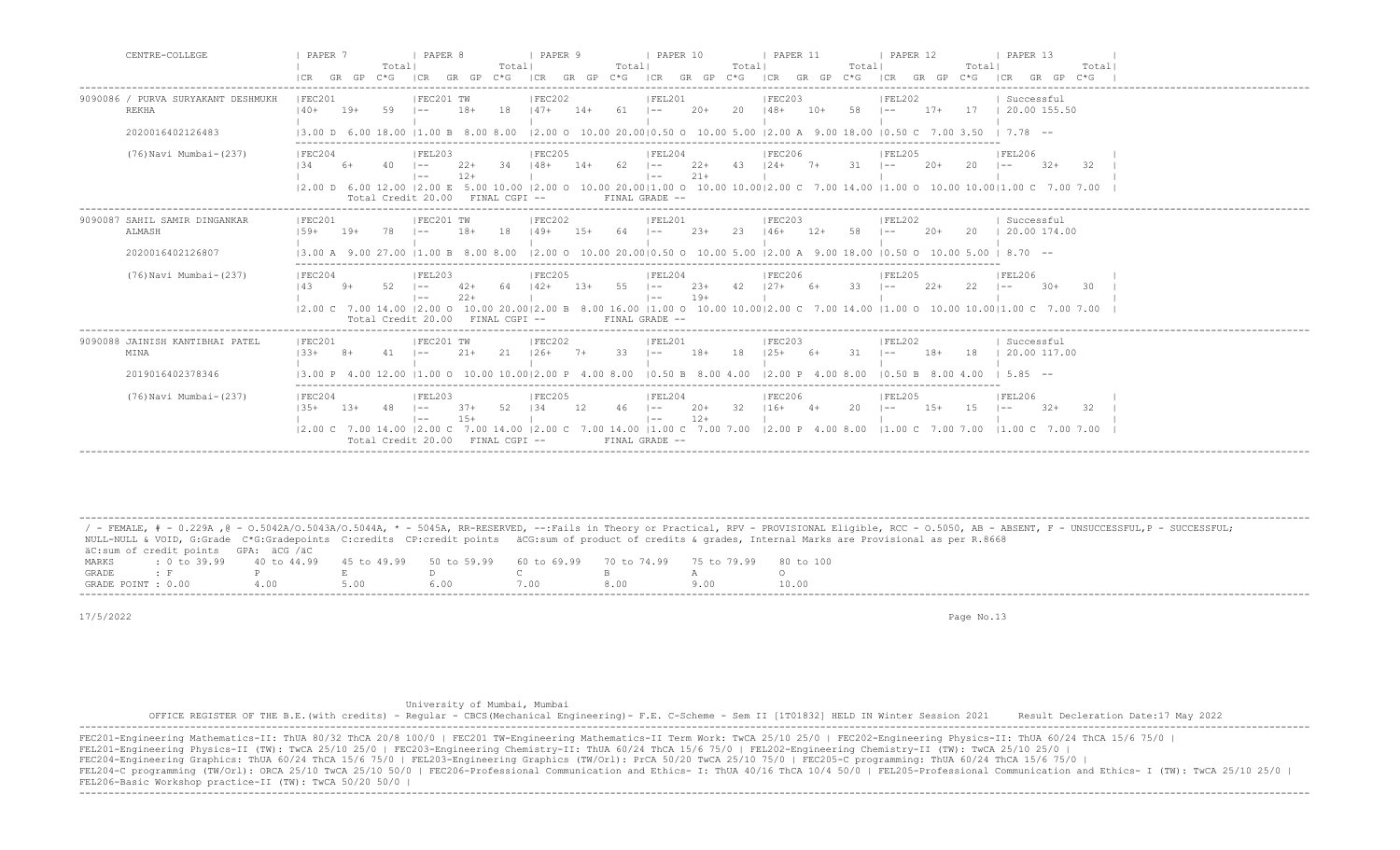| CENTRE-COLLEGE | PAPER 7 | PAPER 8 | PAPER 9 | PAPER 10 | PAPER 11 | PAPER 12 | PAPER 13 |
|---|---|---|---|---|---|---|---|
| | CR GR GP C*G Total | CR GR GP C*G Total | CR GR GP C*G Total | CR GR GP C*G Total | CR GR GP C*G Total | CR GR GP C*G Total | CR GR GP C*G Total |
| 9090086 / PURVA SURYAKANT DESHMUKH REKHA | FEC201 40+ 19+ 59 | FEC201 TW -- 18+ 18 | FEC202 47+ 14+ 61 | FEL201 -- 20+ 20 | FEC203 48+ 10+ 58 | FEL202 -- 17+ 17 | Successful 20.00 155.50 |
| 2020016402126483 | 3.00 D 6.00 18.00 | 1.00 B 8.00 8.00 | 2.00 O 10.00 20.00 | 0.50 O 10.00 5.00 | 2.00 A 9.00 18.00 | 0.50 C 7.00 3.50 | 7.78 -- |
| (76)Navi Mumbai-(237) | FEC204 34 6+ 40 | FEL203 -- 22+ 34 / -- 12+ | FEC205 48+ 14+ 62 | FEL204 -- 22+ 43 / -- 21+ | FEC206 24+ 7+ 31 | FEL205 -- 20+ 20 | FEL206 -- 32+ 32 |
| | 2.00 D 6.00 12.00 | 2.00 E 5.00 10.00 | 2.00 O 10.00 20.00 | 1.00 O 10.00 10.00 | 2.00 C 7.00 14.00 | 1.00 O 10.00 10.00 | 1.00 C 7.00 7.00 |
| | Total Credit 20.00 | FINAL CGPI -- | | FINAL GRADE -- | | | |
| 9090087 SAHIL SAMIR DINGANKAR ALMASH | FEC201 59+ 19+ 78 | FEC201 TW -- 18+ 18 | FEC202 49+ 15+ 64 | FEL201 -- 23+ 23 | FEC203 46+ 12+ 58 | FEL202 -- 20+ 20 | Successful 20.00 174.00 |
| 2020016402126807 | 3.00 A 9.00 27.00 | 1.00 B 8.00 8.00 | 2.00 O 10.00 20.00 | 0.50 O 10.00 5.00 | 2.00 A 9.00 18.00 | 0.50 O 10.00 5.00 | 8.70 -- |
| (76)Navi Mumbai-(237) | FEC204 43 9+ 52 | FEL203 -- 42+ 64 / -- 22+ | FEC205 42+ 13+ 55 | FEL204 -- 23+ 42 / -- 19+ | FEC206 27+ 6+ 33 | FEL205 -- 22+ 22 | FEL206 -- 30+ 30 |
| | 2.00 C 7.00 14.00 | 2.00 O 10.00 20.00 | 2.00 B 8.00 16.00 | 1.00 O 10.00 10.00 | 2.00 C 7.00 14.00 | 1.00 O 10.00 10.00 | 1.00 C 7.00 7.00 |
| | Total Credit 20.00 | FINAL CGPI -- | | FINAL GRADE -- | | | |
| 9090088 JAINISH KANTIBHAI PATEL MINA | FEC201 33+ 8+ 41 | FEC201 TW -- 21+ 21 | FEC202 26+ 7+ 33 | FEL201 -- 18+ 18 | FEC203 25+ 6+ 31 | FEL202 -- 18+ 18 | Successful 20.00 117.00 |
| 2019016402378346 | 3.00 P 4.00 12.00 | 1.00 O 10.00 10.00 | 2.00 P 4.00 8.00 | 0.50 B 8.00 4.00 | 2.00 P 4.00 8.00 | 0.50 B 8.00 4.00 | 5.85 -- |
| (76)Navi Mumbai-(237) | FEC204 35+ 13+ 48 | FEL203 -- 37+ 52 / -- 15+ | FEC205 34 12 46 | FEL204 -- 20+ 32 / -- 12+ | FEC206 16+ 4+ 20 | FEL205 -- 15+ 15 | FEL206 -- 32+ 32 |
| | 2.00 C 7.00 14.00 | 2.00 C 7.00 14.00 | 2.00 C 7.00 14.00 | 1.00 C 7.00 7.00 | 2.00 P 4.00 8.00 | 1.00 C 7.00 7.00 | 1.00 C 7.00 7.00 |
| | Total Credit 20.00 | FINAL CGPI -- | | FINAL GRADE -- | | | |

/ - FEMALE, # - 0.229A ,@ - O.5042A/O.5043A/O.5044A, * - 5045A, RR-RESERVED, --:Fails in Theory or Practical, RPV - PROVISIONAL Eligible, RCC - O.5050, AB - ABSENT, F - UNSUCCESSFUL,P - SUCCESSFUL;
NULL-NULL & VOID, G:Grade C*G:Gradepoints C:credits CP:credit points äCG:sum of product of credits & grades, Internal Marks are Provisional as per R.8668
äC:sum of credit points GPA: äCG /äC

| MARKS | : 0 to 39.99 | 40 to 44.99 | 45 to 49.99 | 50 to 59.99 | 60 to 69.99 | 70 to 74.99 | 75 to 79.99 | 80 to 100 |
|---|---|---|---|---|---|---|---|---|
| GRADE | : F | P | E | D | C | B | A | O |
| GRADE POINT | : 0.00 | 4.00 | 5.00 | 6.00 | 7.00 | 8.00 | 9.00 | 10.00 |

17/5/2022

University of Mumbai, Mumbai

OFFICE REGISTER OF THE B.E.(with credits) - Regular - CBCS(Mechanical Engineering)- F.E. C-Scheme - Sem II [1T01832] HELD IN Winter Session 2021 Result Decleration Date:17 May 2022

FEC201-Engineering Mathematics-II: ThUA 80/32 ThCA 20/8 100/0 | FEC201 TW-Engineering Mathematics-II Term Work: TwCA 25/10 25/0 | FEC202-Engineering Physics-II: ThUA 60/24 ThCA 15/6 75/0 |
FEL201-Engineering Physics-II (TW): TwCA 25/10 25/0 | FEC203-Engineering Chemistry-II: ThUA 60/24 ThCA 15/6 75/0 | FEL202-Engineering Chemistry-II (TW): TwCA 25/10 25/0 |
FEC204-Engineering Graphics: ThUA 60/24 ThCA 15/6 75/0 | FEL203-Engineering Graphics (TW/Orl): PrCA 50/20 TwCA 25/10 75/0 | FEC205-C programming: ThUA 60/24 ThCA 15/6 75/0 |
FEL204-C programming (TW/Orl): ORCA 25/10 TwCA 25/10 50/0 | FEC206-Professional Communication and Ethics- I: ThUA 40/16 ThCA 10/4 50/0 | FEL205-Professional Communication and Ethics- I (TW): TwCA 25/10 25/0 |
FEL206-Basic Workshop practice-II (TW): TwCA 50/20 50/0 |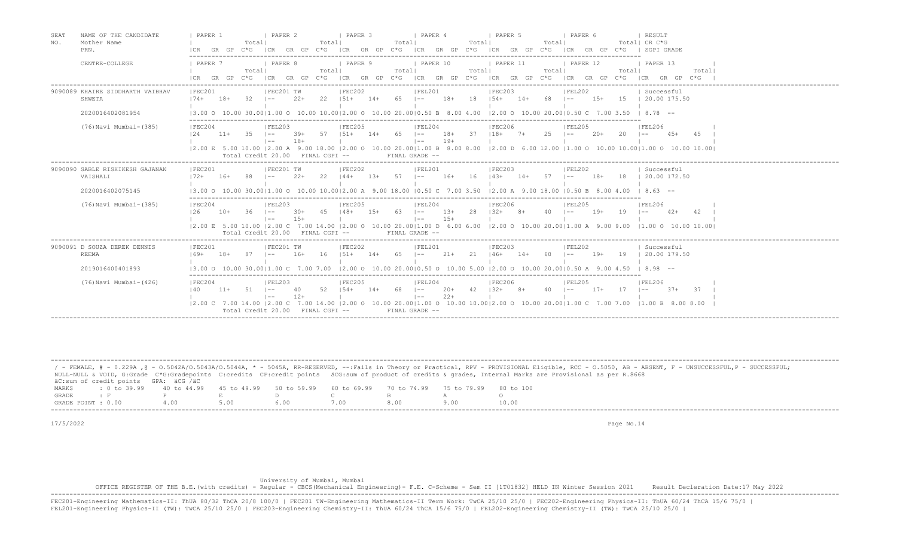| SEAT NO. | NAME OF THE CANDIDATE / Mother Name / PRN. | PAPER 1 (CR GR GP C*G Total) | PAPER 2 (CR GR GP C*G Total) | PAPER 3 (CR GR GP C*G Total) | PAPER 4 (CR GR GP C*G Total) | PAPER 5 (CR GR GP C*G Total) | PAPER 6 (CR GR GP C*G Total) | RESULT / CR C*G / SGPI GRADE |
|---|---|---|---|---|---|---|---|---|
| | CENTRE-COLLEGE | PAPER 7 | PAPER 8 | PAPER 9 | PAPER 10 | PAPER 11 | PAPER 12 | PAPER 13 |
| 9090089 | KHAIRE SIDDHARTH VAIBHAV / SHWETA / 2020016402081954 | FEC201: 74+ 18+ 92 / 3.00 O 10.00 30.00 | FEC201 TW: -- 22+ 22 / 1.00 O 10.00 10.00 | FEC202: 51+ 14+ 65 / 2.00 O 10.00 20.00 | FEL201: -- 18+ 18 / 0.50 B 8.00 4.00 | FEC203: 54+ 14+ 68 / 2.00 O 10.00 20.00 | FEL202: -- 15+ 15 / 0.50 C 7.00 3.50 | Successful / 20.00 175.50 / 8.78 -- |
| | (76)Navi Mumbai-(385) | FEC204: 24 11+ 35 / 2.00 E 5.00 10.00 | FEL203: -- 39+ 57 / -- 18+ / 2.00 A 9.00 18.00 | FEC205: 51+ 14+ 65 / 2.00 O 10.00 20.00 | FEL204: -- 18+ 37 / -- 19+ / 1.00 B 8.00 8.00 | FEC206: 18+ 7+ 25 / 2.00 D 6.00 12.00 | FEL205: -- 20+ 20 / 1.00 O 10.00 10.00 | FEL206: -- 45+ 45 / 1.00 O 10.00 10.00 |
| | | Total Credit 20.00 | FINAL CGPI -- | | FINAL GRADE -- | | | |
| 9090090 | SABLE RISHIKESH GAJANAN / VAISHALI / 2020016402075145 | FEC201: 72+ 16+ 88 / 3.00 O 10.00 30.00 | FEC201 TW: -- 22+ 22 / 1.00 O 10.00 10.00 | FEC202: 44+ 13+ 57 / 2.00 A 9.00 18.00 | FEL201: -- 16+ 16 / 0.50 C 7.00 3.50 | FEC203: 43+ 14+ 57 / 2.00 A 9.00 18.00 | FEL202: -- 18+ 18 / 0.50 B 8.00 4.00 | Successful / 20.00 172.50 / 8.63 -- |
| | (76)Navi Mumbai-(385) | FEC204: 26 10+ 36 / 2.00 E 5.00 10.00 | FEL203: -- 30+ 45 / -- 15+ / 2.00 C 7.00 14.00 | FEC205: 48+ 15+ 63 / 2.00 O 10.00 20.00 | FEL204: -- 13+ 28 / -- 15+ / 1.00 D 6.00 6.00 | FEC206: 32+ 8+ 40 / 2.00 O 10.00 20.00 | FEL205: -- 19+ 19 / 1.00 A 9.00 9.00 | FEL206: -- 42+ 42 / 1.00 O 10.00 10.00 |
| | | Total Credit 20.00 | FINAL CGPI -- | | FINAL GRADE -- | | | |
| 9090091 | D SOUZA DEREK DENNIS / REEMA / 2019016400401893 | FEC201: 69+ 18+ 87 / 3.00 O 10.00 30.00 | FEC201 TW: -- 16+ 16 / 1.00 C 7.00 7.00 | FEC202: 51+ 14+ 65 / 2.00 O 10.00 20.00 | FEL201: -- 21+ 21 / 0.50 O 10.00 5.00 | FEC203: 46+ 14+ 60 / 2.00 O 10.00 20.00 | FEL202: -- 19+ 19 / 0.50 A 9.00 4.50 | Successful / 20.00 179.50 / 8.98 -- |
| | (76)Navi Mumbai-(426) | FEC204: 40 11+ 51 / 2.00 C 7.00 14.00 | FEL203: -- 40 52 / -- 12+ / 2.00 C 7.00 14.00 | FEC205: 54+ 14+ 68 / 2.00 O 10.00 20.00 | FEL204: -- 20+ 42 / -- 22+ / 1.00 O 10.00 10.00 | FEC206: 32+ 8+ 40 / 2.00 O 10.00 20.00 | FEL205: -- 17+ 17 / 1.00 C 7.00 7.00 | FEL206: -- 37+ 37 / 1.00 B 8.00 8.00 |
| | | Total Credit 20.00 | FINAL CGPI -- | | FINAL GRADE -- | | | |

/ - FEMALE, # - 0.229A ,@ - O.5042A/O.5043A/O.5044A, * - 5045A, RR-RESERVED, --:Fails in Theory or Practical, RPV - PROVISIONAL Eligible, RCC - O.5050, AB - ABSENT, F - UNSUCCESSFUL,P - SUCCESSFUL;
NULL-NULL & VOID, G:Grade C*G:Gradepoints C:credits CP:credit points äCG:sum of product of credits & grades, Internal Marks are Provisional as per R.8668
äC:sum of credit points GPA: äCG /äC

| MARKS | : 0 to 39.99 | 40 to 44.99 | 45 to 49.99 | 50 to 59.99 | 60 to 69.99 | 70 to 74.99 | 75 to 79.99 | 80 to 100 |
|---|---|---|---|---|---|---|---|---|
| GRADE | : F | P | E | D | C | B | A | O |
| GRADE POINT | : 0.00 | 4.00 | 5.00 | 6.00 | 7.00 | 8.00 | 9.00 | 10.00 |

17/5/2022

University of Mumbai, Mumbai

OFFICE REGISTER OF THE B.E.(with credits) - Regular - CBCS(Mechanical Engineering)- F.E. C-Scheme - Sem II [1T01832] HELD IN Winter Session 2021 Result Decleration Date:17 May 2022

FEC201-Engineering Mathematics-II: ThUA 80/32 ThCA 20/8 100/0 | FEC201 TW-Engineering Mathematics-II Term Work: TwCA 25/10 25/0 | FEC202-Engineering Physics-II: ThUA 60/24 ThCA 15/6 75/0 |
FEL201-Engineering Physics-II (TW): TwCA 25/10 25/0 | FEC203-Engineering Chemistry-II: ThUA 60/24 ThCA 15/6 75/0 | FEL202-Engineering Chemistry-II (TW): TwCA 25/10 25/0 |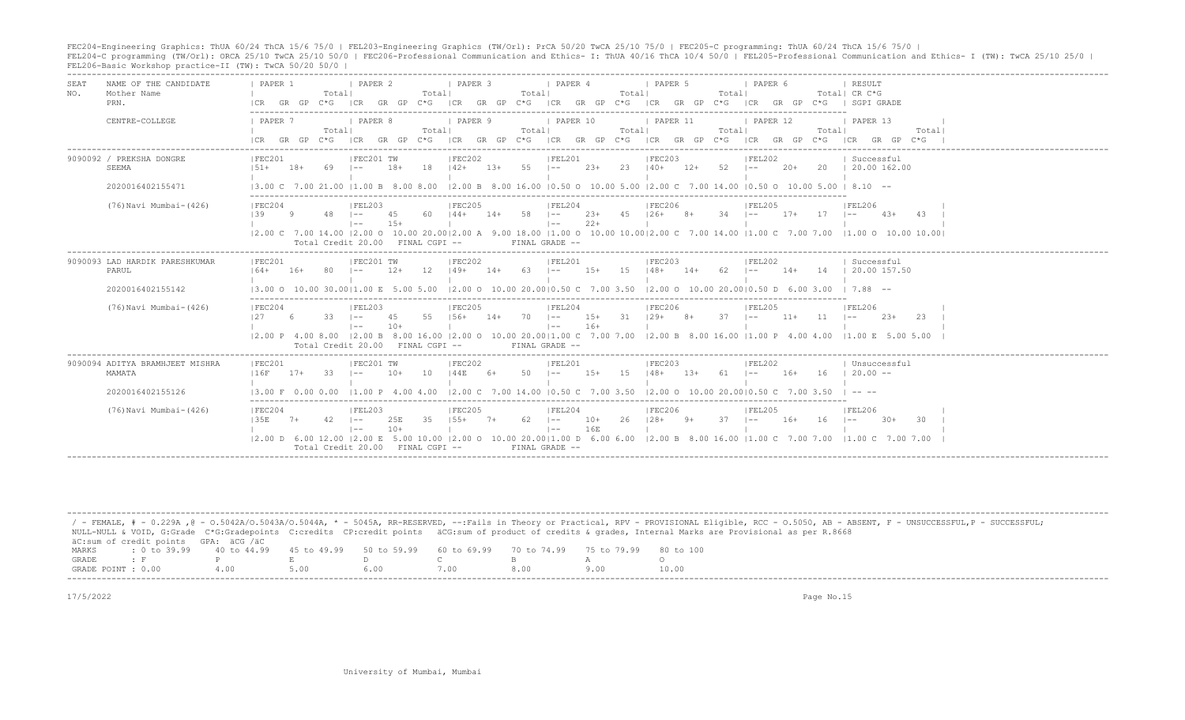FEC204-Engineering Graphics: ThUA 60/24 ThCA 15/6 75/0 | FEL203-Engineering Graphics (TW/Orl): PrCA 50/20 TwCA 25/10 75/0 | FEC205-C programming: ThUA 60/24 ThCA 15/6 75/0 |
FEL204-C programming (TW/Orl): ORCA 25/10 TwCA 25/10 50/0 | FEC206-Professional Communication and Ethics- I: ThUA 40/16 ThCA 10/4 50/0 | FEL205-Professional Communication and Ethics- I (TW): TwCA 25/10 25/0 |
FEL206-Basic Workshop practice-II (TW): TwCA 50/20 50/0 |

```
SEAT    NAME OF THE CANDIDATE      | PAPER 1            | PAPER 2            | PAPER 3            | PAPER 4            | PAPER 5            | PAPER 6            | RESULT
NO.     Mother Name                |            Total|  |            Total|  |            Total|  |            Total|  |            Total|  |            Total|  | CR C*G
        PRN.                       |CR  GR GP  C*G     |CR  GR GP  C*G     |CR  GR GP  C*G     |CR  GR GP  C*G     |CR  GR GP  C*G     |CR  GR GP  C*G     | SGPI GRADE

        CENTRE-COLLEGE             | PAPER 7            | PAPER 8            | PAPER 9            | PAPER 10           | PAPER 11           | PAPER 12           | PAPER 13
                                   |            Total|  |            Total|  |            Total|  |            Total|  |            Total|  |            Total|  |            Total|
                                   |CR  GR GP  C*G     |CR  GR GP  C*G     |CR  GR GP  C*G     |CR  GR GP  C*G     |CR  GR GP  C*G     |CR  GR GP  C*G     |CR  GR GP  C*G  |
---------------------------------------------------------------------------------------------------------------------------------------------------------------------------------------
9090092 / PREKSHA DONGRE           |FEC201              |FEC201 TW           |FEC202              |FEL201              |FEC203              |FEL202              | Successful
        SEEMA                      |51+   18+    69     |--     18+    18    |42+    13+    55    |--     23+    23    |40+    12+    52    |--     20+    20    | 20.00 162.00
                                   |                    |                    |                    |                    |                    |                    |
        2020016402155471           |3.00 C  7.00 21.00  |1.00 B  8.00 8.00   |2.00 B  8.00 16.00  |0.50 O  10.00 5.00  |2.00 C  7.00 14.00  |0.50 O  10.00 5.00  | 8.10  --

        (76)Navi Mumbai-(426)      |FEC204              |FEL203              |FEC205              |FEL204              |FEC206              |FEL205              |FEL206
                                   |39    9      48     |--     45     60    |44+    14+    58    |--     23+    45    |26+    8+     34    |--     17+    17    |--     43+    43  |
                                   |                    |--     15+          |                    |--     22+          |                    |                    |                  |
                                   |2.00 C  7.00 14.00  |2.00 O  10.00 20.00 |2.00 A  9.00 18.00  |1.00 O  10.00 10.00 |2.00 C  7.00 14.00  |1.00 C  7.00 7.00   |1.00 O  10.00 10.00|
                                   Total Credit 20.00   FINAL CGPI --         FINAL GRADE --
---------------------------------------------------------------------------------------------------------------------------------------------------------------------------------------
9090093 LAD HARDIK PARESHKUMAR     |FEC201              |FEC201 TW           |FEC202              |FEL201              |FEC203              |FEL202              | Successful
        PARUL                      |64+   16+    80     |--     12+    12    |49+    14+    63    |--     15+    15    |48+    14+    62    |--     14+    14    | 20.00 157.50
                                   |                    |                    |                    |                    |                    |                    |
        2020016402155142           |3.00 O  10.00 30.00 |1.00 E  5.00 5.00   |2.00 O  10.00 20.00 |0.50 C  7.00 3.50   |2.00 O  10.00 20.00 |0.50 D  6.00 3.00   | 7.88  --

        (76)Navi Mumbai-(426)      |FEC204              |FEL203              |FEC205              |FEL204              |FEC206              |FEL205              |FEL206
                                   |27    6      33     |--     45     55    |56+    14+    70    |--     15+    31    |29+    8+     37    |--     11+    11    |--     23+    23  |
                                   |                    |--     10+          |                    |--     16+          |                    |                    |                  |
                                   |2.00 P  4.00 8.00   |2.00 B  8.00 16.00  |2.00 O  10.00 20.00 |1.00 C  7.00 7.00   |2.00 B  8.00 16.00  |1.00 P  4.00 4.00   |1.00 E  5.00 5.00 |
                                   Total Credit 20.00   FINAL CGPI --         FINAL GRADE --
---------------------------------------------------------------------------------------------------------------------------------------------------------------------------------------
9090094 ADITYA BRAMHJEET MISHRA    |FEC201              |FEC201 TW           |FEC202              |FEL201              |FEC203              |FEL202              | Unsuccessful
        MAMATA                     |16F   17+    33     |--     10+    10    |44E    6+     50    |--     15+    15    |48+    13+    61    |--     16+    16    | 20.00 --
                                   |                    |                    |                    |                    |                    |                    |
        2020016402155126           |3.00 F  0.00 0.00   |1.00 P  4.00 4.00   |2.00 C  7.00 14.00  |0.50 C  7.00 3.50   |2.00 O  10.00 20.00 |0.50 C  7.00 3.50   | -- --

        (76)Navi Mumbai-(426)      |FEC204              |FEL203              |FEC205              |FEL204              |FEC206              |FEL205              |FEL206
                                   |35E   7+     42     |--     25E    35    |55+    7+     62    |--     10+    26    |28+    9+     37    |--     16+    16    |--     30+    30  |
                                   |                    |--     10+          |                    |--     16E          |                    |                    |                  |
                                   |2.00 D  6.00 12.00  |2.00 E  5.00 10.00  |2.00 O  10.00 20.00 |1.00 D  6.00 6.00   |2.00 B  8.00 16.00  |1.00 C  7.00 7.00   |1.00 C  7.00 7.00 |
                                   Total Credit 20.00   FINAL CGPI --         FINAL GRADE --
---------------------------------------------------------------------------------------------------------------------------------------------------------------------------------------
```

/ - FEMALE, # - 0.229A ,@ - O.5042A/O.5043A/O.5044A, * - 5045A, RR-RESERVED, --:Fails in Theory or Practical, RPV - PROVISIONAL Eligible, RCC - O.5050, AB - ABSENT, F - UNSUCCESSFUL,P - SUCCESSFUL;
NULL-NULL & VOID, G:Grade C*G:Gradepoints C:credits CP:credit points äCG:sum of product of credits & grades, Internal Marks are Provisional as per R.8668
äC:sum of credit points GPA: äCG /äC

| MARKS | : 0 to 39.99 | 40 to 44.99 | 45 to 49.99 | 50 to 59.99 | 60 to 69.99 | 70 to 74.99 | 75 to 79.99 | 80 to 100 |
|---|---|---|---|---|---|---|---|---|
| GRADE | : F | P | E | D | C | B | A | O |
| GRADE POINT | : 0.00 | 4.00 | 5.00 | 6.00 | 7.00 | 8.00 | 9.00 | 10.00 |

17/5/2022

University of Mumbai, Mumbai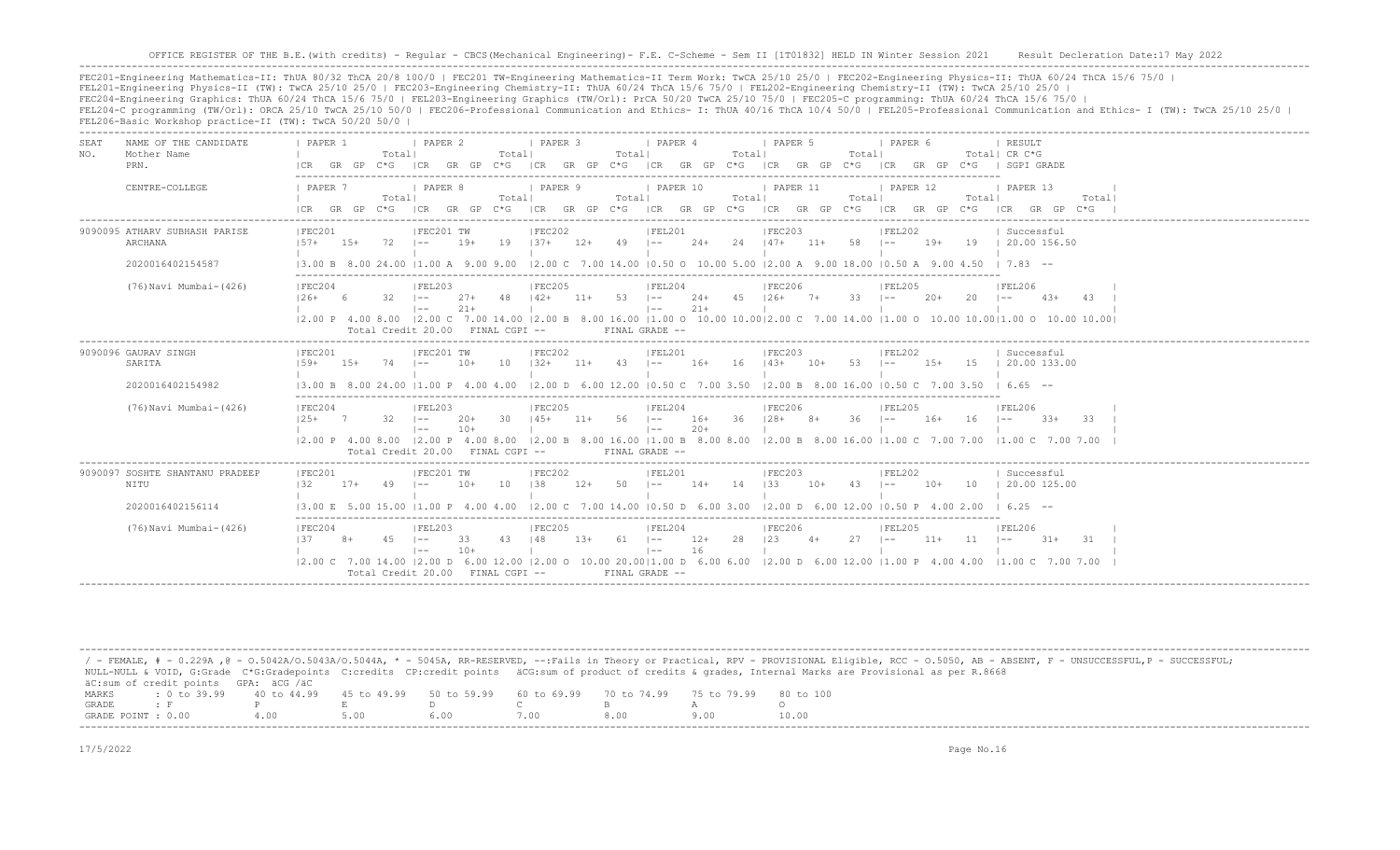OFFICE REGISTER OF THE B.E.(with credits) - Regular - CBCS(Mechanical Engineering)- F.E. C-Scheme - Sem II [1T01832] HELD IN Winter Session 2021 Result Decleration Date:17 May 2022

FEC201-Engineering Mathematics-II: ThUA 80/32 ThCA 20/8 100/0 | FEC201 TW-Engineering Mathematics-II Term Work: TwCA 25/10 25/0 | FEC202-Engineering Physics-II: ThUA 60/24 ThCA 15/6 75/0 |
FEL201-Engineering Physics-II (TW): TwCA 25/10 25/0 | FEC203-Engineering Chemistry-II: ThUA 60/24 ThCA 15/6 75/0 | FEL202-Engineering Chemistry-II (TW): TwCA 25/10 25/0 |
FEC204-Engineering Graphics: ThUA 60/24 ThCA 15/6 75/0 | FEL203-Engineering Graphics (TW/Orl): PrCA 50/20 TwCA 25/10 75/0 | FEC205-C programming: ThUA 60/24 ThCA 15/6 75/0 |
FEL204-C programming (TW/Orl): ORCA 25/10 TwCA 25/10 50/0 | FEC206-Professional Communication and Ethics- I: ThUA 40/16 ThCA 10/4 50/0 | FEL205-Professional Communication and Ethics- I (TW): TwCA 25/10 25/0 |
FEL206-Basic Workshop practice-II (TW): TwCA 50/20 50/0 |

| SEAT NO. | NAME OF THE CANDIDATE / Mother Name / PRN. / CENTRE-COLLEGE | PAPER 1 / PAPER 7 | PAPER 2 / PAPER 8 | PAPER 3 / PAPER 9 | PAPER 4 / PAPER 10 | PAPER 5 / PAPER 11 | PAPER 6 / PAPER 12 | RESULT CR C*G SGPI GRADE / PAPER 13 |
|---|---|---|---|---|---|---|---|---|
| 9090095 | ATHARV SUBHASH PARISE | FEC201 | FEC201 TW | FEC202 | FEL201 | FEC203 | FEL202 | Successful |
| | ARCHANA | 57+ 15+ 72 | -- 19+ 19 | 37+ 12+ 49 | -- 24+ 24 | 47+ 11+ 58 | -- 19+ 19 | 20.00 156.50 |
| | 2020016402154587 | 3.00 B 8.00 24.00 | 1.00 A 9.00 9.00 | 2.00 C 7.00 14.00 | 0.50 O 10.00 5.00 | 2.00 A 9.00 18.00 | 0.50 A 9.00 4.50 | 7.83 -- |
| | (76)Navi Mumbai-(426) | FEC204 | FEL203 | FEC205 | FEL204 | FEC206 | FEL205 | FEL206 |
| | | 26+ 6 32 | -- 27+ 48 / -- 21+ | 42+ 11+ 53 | -- 24+ 45 / -- 21+ | 26+ 7+ 33 | -- 20+ 20 | -- 43+ 43 |
| | | 2.00 P 4.00 8.00 | 2.00 C 7.00 14.00 | 2.00 B 8.00 16.00 | 1.00 O 10.00 10.00 | 2.00 C 7.00 14.00 | 1.00 O 10.00 10.00 | 1.00 O 10.00 10.00 |
| | | Total Credit 20.00 | FINAL CGPI -- | | FINAL GRADE -- | | | |
| 9090096 | GAURAV SINGH | FEC201 | FEC201 TW | FEC202 | FEL201 | FEC203 | FEL202 | Successful |
| | SARITA | 59+ 15+ 74 | -- 10+ 10 | 32+ 11+ 43 | -- 16+ 16 | 43+ 10+ 53 | -- 15+ 15 | 20.00 133.00 |
| | 2020016402154982 | 3.00 B 8.00 24.00 | 1.00 P 4.00 4.00 | 2.00 D 6.00 12.00 | 0.50 C 7.00 3.50 | 2.00 B 8.00 16.00 | 0.50 C 7.00 3.50 | 6.65 -- |
| | (76)Navi Mumbai-(426) | FEC204 | FEL203 | FEC205 | FEL204 | FEC206 | FEL205 | FEL206 |
| | | 25+ 7 32 | -- 20+ 30 / -- 10+ | 45+ 11+ 56 | -- 16+ 36 / -- 20+ | 28+ 8+ 36 | -- 16+ 16 | -- 33+ 33 |
| | | 2.00 P 4.00 8.00 | 2.00 P 4.00 8.00 | 2.00 B 8.00 16.00 | 1.00 B 8.00 8.00 | 2.00 B 8.00 16.00 | 1.00 C 7.00 7.00 | 1.00 C 7.00 7.00 |
| | | Total Credit 20.00 | FINAL CGPI -- | | FINAL GRADE -- | | | |
| 9090097 | SOSHTE SHANTANU PRADEEP | FEC201 | FEC201 TW | FEC202 | FEL201 | FEC203 | FEL202 | Successful |
| | NITU | 32 17+ 49 | -- 10+ 10 | 38 12+ 50 | -- 14+ 14 | 33 10+ 43 | -- 10+ 10 | 20.00 125.00 |
| | 2020016402156114 | 3.00 E 5.00 15.00 | 1.00 P 4.00 4.00 | 2.00 C 7.00 14.00 | 0.50 D 6.00 3.00 | 2.00 D 6.00 12.00 | 0.50 P 4.00 2.00 | 6.25 -- |
| | (76)Navi Mumbai-(426) | FEC204 | FEL203 | FEC205 | FEL204 | FEC206 | FEL205 | FEL206 |
| | | 37 8+ 45 | -- 33 43 / -- 10+ | 48 13+ 61 | -- 12+ 28 / -- 16 | 23 4+ 27 | -- 11+ 11 | -- 31+ 31 |
| | | 2.00 C 7.00 14.00 | 2.00 D 6.00 12.00 | 2.00 O 10.00 20.00 | 1.00 D 6.00 6.00 | 2.00 D 6.00 12.00 | 1.00 P 4.00 4.00 | 1.00 C 7.00 7.00 |
| | | Total Credit 20.00 | FINAL CGPI -- | | FINAL GRADE -- | | | |

/ - FEMALE, # - 0.229A ,@ - O.5042A/O.5043A/O.5044A, * - 5045A, RR-RESERVED, --:Fails in Theory or Practical, RPV - PROVISIONAL Eligible, RCC - O.5050, AB - ABSENT, F - UNSUCCESSFUL,P - SUCCESSFUL;
NULL-NULL & VOID, G:Grade C*G:Gradepoints C:credits CP:credit points äCG:sum of product of credits & grades, Internal Marks are Provisional as per R.8668
äC:sum of credit points GPA: äCG /äC

| MARKS | : 0 to 39.99 | 40 to 44.99 | 45 to 49.99 | 50 to 59.99 | 60 to 69.99 | 70 to 74.99 | 75 to 79.99 | 80 to 100 |
|---|---|---|---|---|---|---|---|---|
| GRADE | : F | P | E | D | C | B | A | O |
| GRADE POINT | : 0.00 | 4.00 | 5.00 | 6.00 | 7.00 | 8.00 | 9.00 | 10.00 |

17/5/2022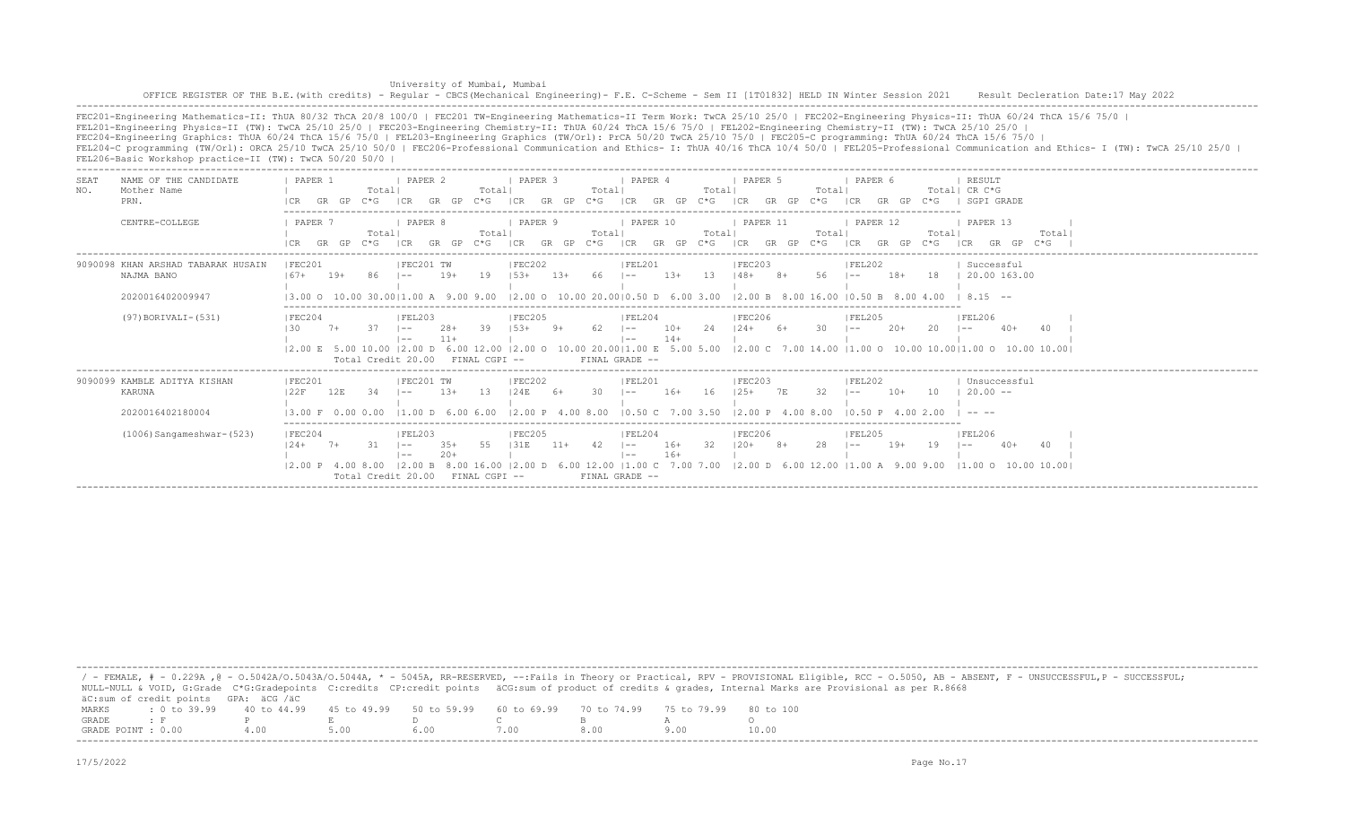University of Mumbai, Mumbai

OFFICE REGISTER OF THE B.E.(with credits) - Regular - CBCS(Mechanical Engineering)- F.E. C-Scheme - Sem II [1T01832] HELD IN Winter Session 2021     Result Decleration Date:17 May 2022

FEC201-Engineering Mathematics-II: ThUA 80/32 ThCA 20/8 100/0 | FEC201 TW-Engineering Mathematics-II Term Work: TwCA 25/10 25/0 | FEC202-Engineering Physics-II: ThUA 60/24 ThCA 15/6 75/0 |
FEL201-Engineering Physics-II (TW): TwCA 25/10 25/0 | FEC203-Engineering Chemistry-II: ThUA 60/24 ThCA 15/6 75/0 | FEL202-Engineering Chemistry-II (TW): TwCA 25/10 25/0 |
FEC204-Engineering Graphics: ThUA 60/24 ThCA 15/6 75/0 | FEL203-Engineering Graphics (TW/Orl): PrCA 50/20 TwCA 25/10 75/0 | FEC205-C programming: ThUA 60/24 ThCA 15/6 75/0 |
FEL204-C programming (TW/Orl): ORCA 25/10 TwCA 25/10 50/0 | FEC206-Professional Communication and Ethics- I: ThUA 40/16 ThCA 10/4 50/0 | FEL205-Professional Communication and Ethics- I (TW): TwCA 25/10 25/0 |
FEL206-Basic Workshop practice-II (TW): TwCA 50/20 50/0 |

```
SEAT  NAME OF THE CANDIDATE       | PAPER 1            | PAPER 2            | PAPER 3            | PAPER 4            | PAPER 5            | PAPER 6            | RESULT
NO.   Mother Name                 |             Total| |             Total| |             Total| |             Total| |             Total| |             Total| CR C*G
      PRN.                        |CR  GR  GP  C*G   |CR  GR  GP  C*G   |CR  GR  GP  C*G   |CR  GR  GP  C*G   |CR  GR  GP  C*G   |CR  GR  GP  C*G   | SGPI GRADE

      CENTRE-COLLEGE              | PAPER 7            | PAPER 8            | PAPER 9            | PAPER 10           | PAPER 11           | PAPER 12           | PAPER 13           |
                                  |             Total| |             Total| |             Total| |             Total| |             Total| |             Total| |             Total|
                                  |CR  GR  GP  C*G   |CR  GR  GP  C*G   |CR  GR  GP  C*G   |CR  GR  GP  C*G   |CR  GR  GP  C*G   |CR  GR  GP  C*G   |CR  GR  GP  C*G   |

9090098 KHAN ARSHAD TABARAK HUSAIN  |FEC201            |FEC201 TW         |FEC202            |FEL201            |FEC203            |FEL202            | Successful
        NAJMA BANO                  |67+   19+    86   |--     19+   19   |53+   13+    66   |--     13+   13   |48+    8+    56   |--     18+   18   | 20.00 163.00
                                    |                  |                  |                  |                  |                  |                  |
        2020016402009947            |3.00 O  10.00 30.00|1.00 A  9.00 9.00 |2.00 O  10.00 20.00|0.50 D  6.00 3.00 |2.00 B  8.00 16.00|0.50 B  8.00 4.00 | 8.15  --

        (97)BORIVALI-(531)          |FEC204            |FEL203            |FEC205            |FEL204            |FEC206            |FEL205            |FEL206            |
                                    |30     7+    37   |--     28+   39   |53+    9+    62   |--     10+   24   |24+    6+    30   |--     20+   20   |--     40+   40   |
                                    |                  |--     11+        |                  |--     14+        |                  |                  |                  |
                                    |2.00 E  5.00 10.00|2.00 D  6.00 12.00|2.00 O  10.00 20.00|1.00 E  5.00 5.00 |2.00 C  7.00 14.00|1.00 O  10.00 10.00|1.00 O  10.00 10.00|
                                     Total Credit 20.00   FINAL CGPI --          FINAL GRADE --

9090099 KAMBLE ADITYA KISHAN        |FEC201            |FEC201 TW         |FEC202            |FEL201            |FEC203            |FEL202            | Unsuccessful
        KARUNA                      |22F   12E    34   |--     13+   13   |24E    6+    30   |--     16+   16   |25+    7E    32   |--     10+   10   | 20.00 --
                                    |                  |                  |                  |                  |                  |                  |
        2020016402180004            |3.00 F  0.00 0.00 |1.00 D  6.00 6.00 |2.00 P  4.00 8.00 |0.50 C  7.00 3.50 |2.00 P  4.00 8.00 |0.50 P  4.00 2.00 | -- --

        (1006)Sangameshwar-(523)    |FEC204            |FEL203            |FEC205            |FEL204            |FEC206            |FEL205            |FEL206            |
                                    |24+    7+    31   |--     35+   55   |31E   11+    42   |--     16+   32   |20+    8+    28   |--     19+   19   |--     40+   40   |
                                    |                  |--     20+        |                  |--     16+        |                  |                  |                  |
                                    |2.00 P  4.00 8.00 |2.00 B  8.00 16.00|2.00 D  6.00 12.00|1.00 C  7.00 7.00 |2.00 D  6.00 12.00|1.00 A  9.00 9.00 |1.00 O  10.00 10.00|
                                     Total Credit 20.00   FINAL CGPI --          FINAL GRADE --
```

/ - FEMALE, # - 0.229A ,@ - O.5042A/O.5043A/O.5044A, * - 5045A, RR-RESERVED, --:Fails in Theory or Practical, RPV - PROVISIONAL Eligible, RCC - O.5050, AB - ABSENT, F - UNSUCCESSFUL,P - SUCCESSFUL;
NULL-NULL & VOID, G:Grade C*G:Gradepoints C:credits CP:credit points äCG:sum of product of credits & grades, Internal Marks are Provisional as per R.8668
äC:sum of credit points GPA: äCG /äC

| | | | | | | | | |
|---|---|---|---|---|---|---|---|---|
| MARKS | : 0 to 39.99 | 40 to 44.99 | 45 to 49.99 | 50 to 59.99 | 60 to 69.99 | 70 to 74.99 | 75 to 79.99 | 80 to 100 |
| GRADE | : F | P | E | D | C | B | A | O |
| GRADE POINT | : 0.00 | 4.00 | 5.00 | 6.00 | 7.00 | 8.00 | 9.00 | 10.00 |

17/5/2022